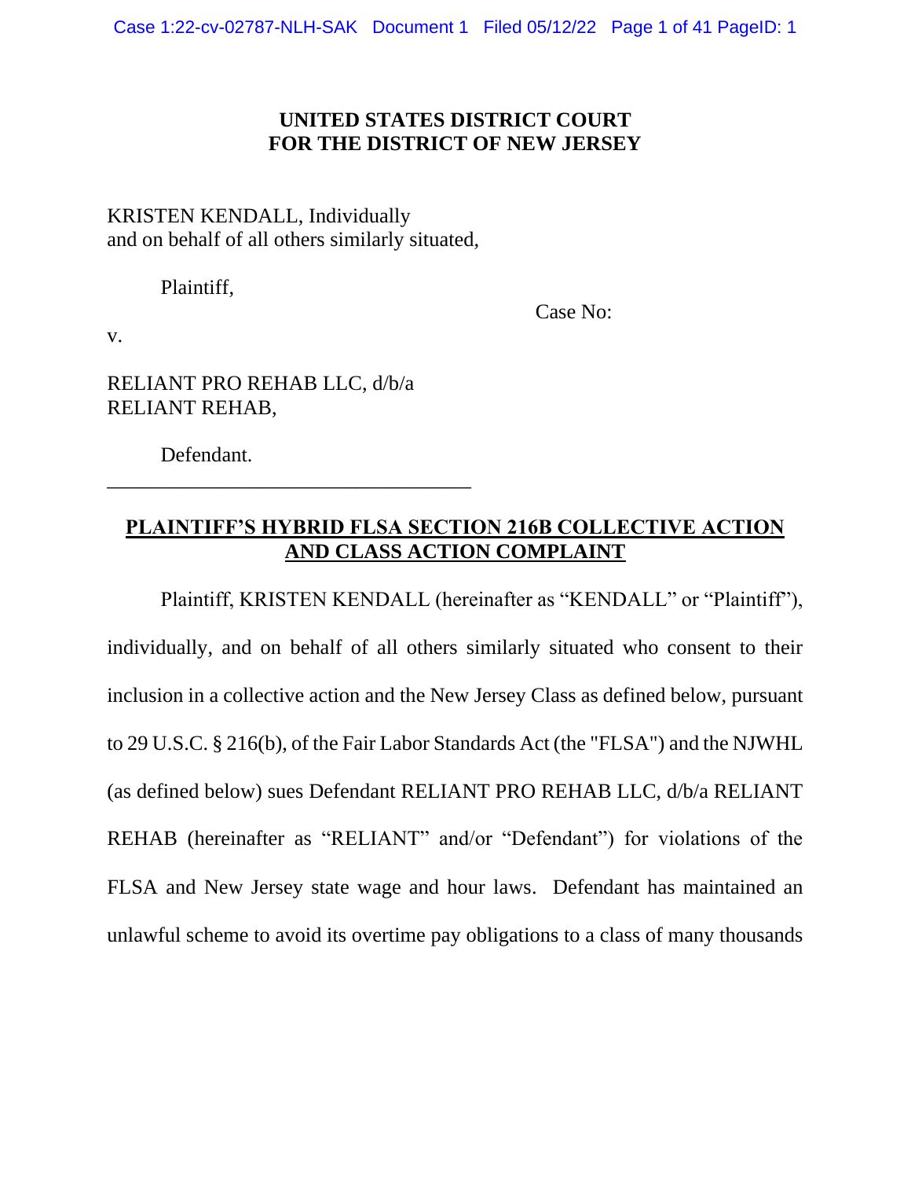**UNITED STATES DISTRICT COURT**
**FOR THE DISTRICT OF NEW JERSEY**

KRISTEN KENDALL, Individually
and on behalf of all others similarly situated,

Plaintiff,

Case No:

v.

RELIANT PRO REHAB LLC, d/b/a
RELIANT REHAB,

Defendant.

______________________________________

**PLAINTIFF'S HYBRID FLSA SECTION 216B COLLECTIVE ACTION AND CLASS ACTION COMPLAINT**

Plaintiff, KRISTEN KENDALL (hereinafter as "KENDALL" or "Plaintiff"), individually, and on behalf of all others similarly situated who consent to their inclusion in a collective action and the New Jersey Class as defined below, pursuant to 29 U.S.C. § 216(b), of the Fair Labor Standards Act (the "FLSA") and the NJWHL (as defined below) sues Defendant RELIANT PRO REHAB LLC, d/b/a RELIANT REHAB (hereinafter as "RELIANT" and/or "Defendant") for violations of the FLSA and New Jersey state wage and hour laws. Defendant has maintained an unlawful scheme to avoid its overtime pay obligations to a class of many thousands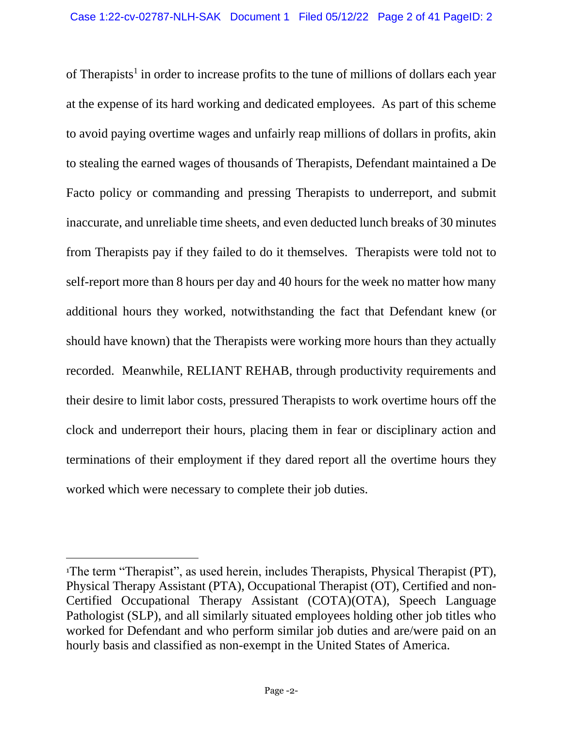of Therapists[1] in order to increase profits to the tune of millions of dollars each year at the expense of its hard working and dedicated employees. As part of this scheme to avoid paying overtime wages and unfairly reap millions of dollars in profits, akin to stealing the earned wages of thousands of Therapists, Defendant maintained a De Facto policy or commanding and pressing Therapists to underreport, and submit inaccurate, and unreliable time sheets, and even deducted lunch breaks of 30 minutes from Therapists pay if they failed to do it themselves. Therapists were told not to self-report more than 8 hours per day and 40 hours for the week no matter how many additional hours they worked, notwithstanding the fact that Defendant knew (or should have known) that the Therapists were working more hours than they actually recorded. Meanwhile, RELIANT REHAB, through productivity requirements and their desire to limit labor costs, pressured Therapists to work overtime hours off the clock and underreport their hours, placing them in fear or disciplinary action and terminations of their employment if they dared report all the overtime hours they worked which were necessary to complete their job duties.

---

[1] The term "Therapist", as used herein, includes Therapists, Physical Therapist (PT), Physical Therapy Assistant (PTA), Occupational Therapist (OT), Certified and non-Certified Occupational Therapy Assistant (COTA)(OTA), Speech Language Pathologist (SLP), and all similarly situated employees holding other job titles who worked for Defendant and who perform similar job duties and are/were paid on an hourly basis and classified as non-exempt in the United States of America.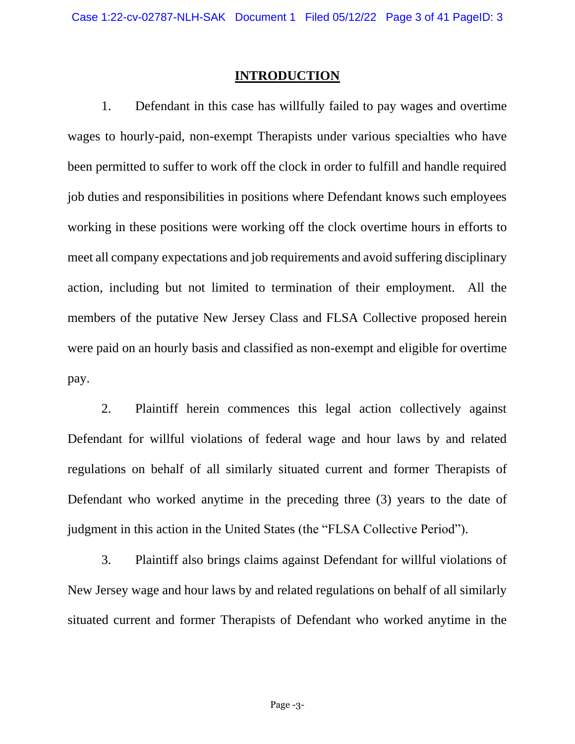## INTRODUCTION

1. Defendant in this case has willfully failed to pay wages and overtime wages to hourly-paid, non-exempt Therapists under various specialties who have been permitted to suffer to work off the clock in order to fulfill and handle required job duties and responsibilities in positions where Defendant knows such employees working in these positions were working off the clock overtime hours in efforts to meet all company expectations and job requirements and avoid suffering disciplinary action, including but not limited to termination of their employment. All the members of the putative New Jersey Class and FLSA Collective proposed herein were paid on an hourly basis and classified as non-exempt and eligible for overtime pay.

2. Plaintiff herein commences this legal action collectively against Defendant for willful violations of federal wage and hour laws by and related regulations on behalf of all similarly situated current and former Therapists of Defendant who worked anytime in the preceding three (3) years to the date of judgment in this action in the United States (the "FLSA Collective Period").

3. Plaintiff also brings claims against Defendant for willful violations of New Jersey wage and hour laws by and related regulations on behalf of all similarly situated current and former Therapists of Defendant who worked anytime in the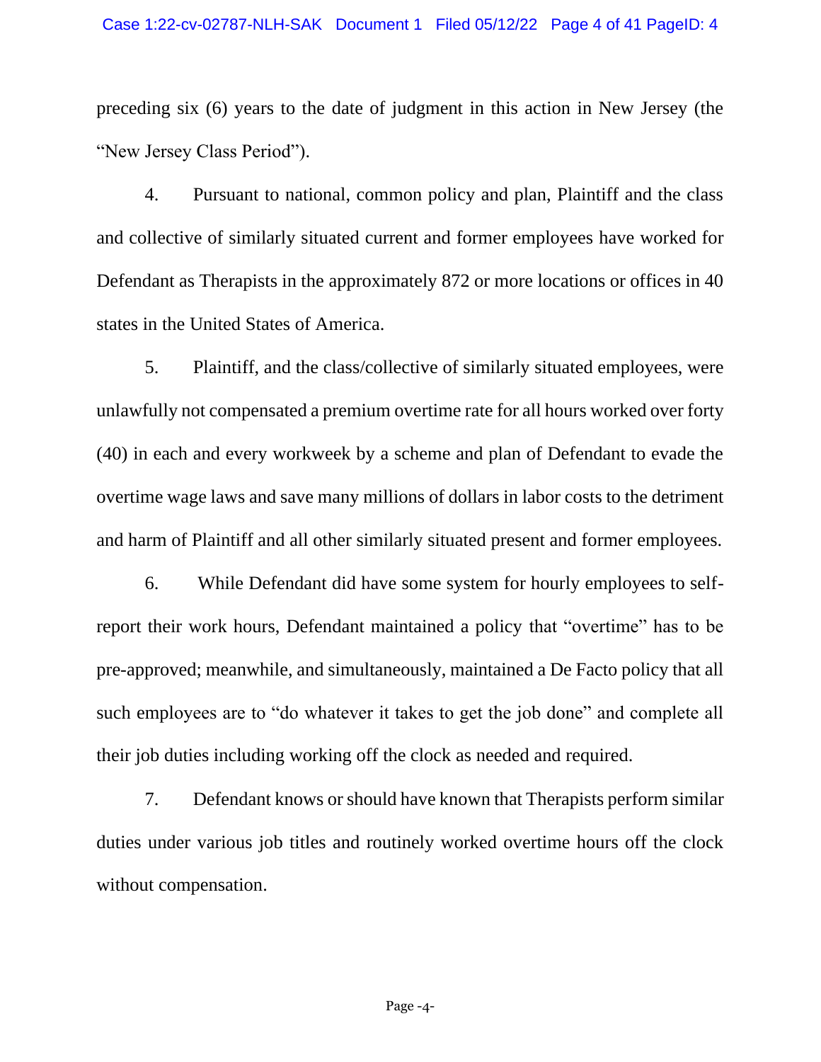preceding six (6) years to the date of judgment in this action in New Jersey (the "New Jersey Class Period").

4. Pursuant to national, common policy and plan, Plaintiff and the class and collective of similarly situated current and former employees have worked for Defendant as Therapists in the approximately 872 or more locations or offices in 40 states in the United States of America.

5. Plaintiff, and the class/collective of similarly situated employees, were unlawfully not compensated a premium overtime rate for all hours worked over forty (40) in each and every workweek by a scheme and plan of Defendant to evade the overtime wage laws and save many millions of dollars in labor costs to the detriment and harm of Plaintiff and all other similarly situated present and former employees.

6. While Defendant did have some system for hourly employees to self-report their work hours, Defendant maintained a policy that "overtime" has to be pre-approved; meanwhile, and simultaneously, maintained a De Facto policy that all such employees are to "do whatever it takes to get the job done" and complete all their job duties including working off the clock as needed and required.

7. Defendant knows or should have known that Therapists perform similar duties under various job titles and routinely worked overtime hours off the clock without compensation.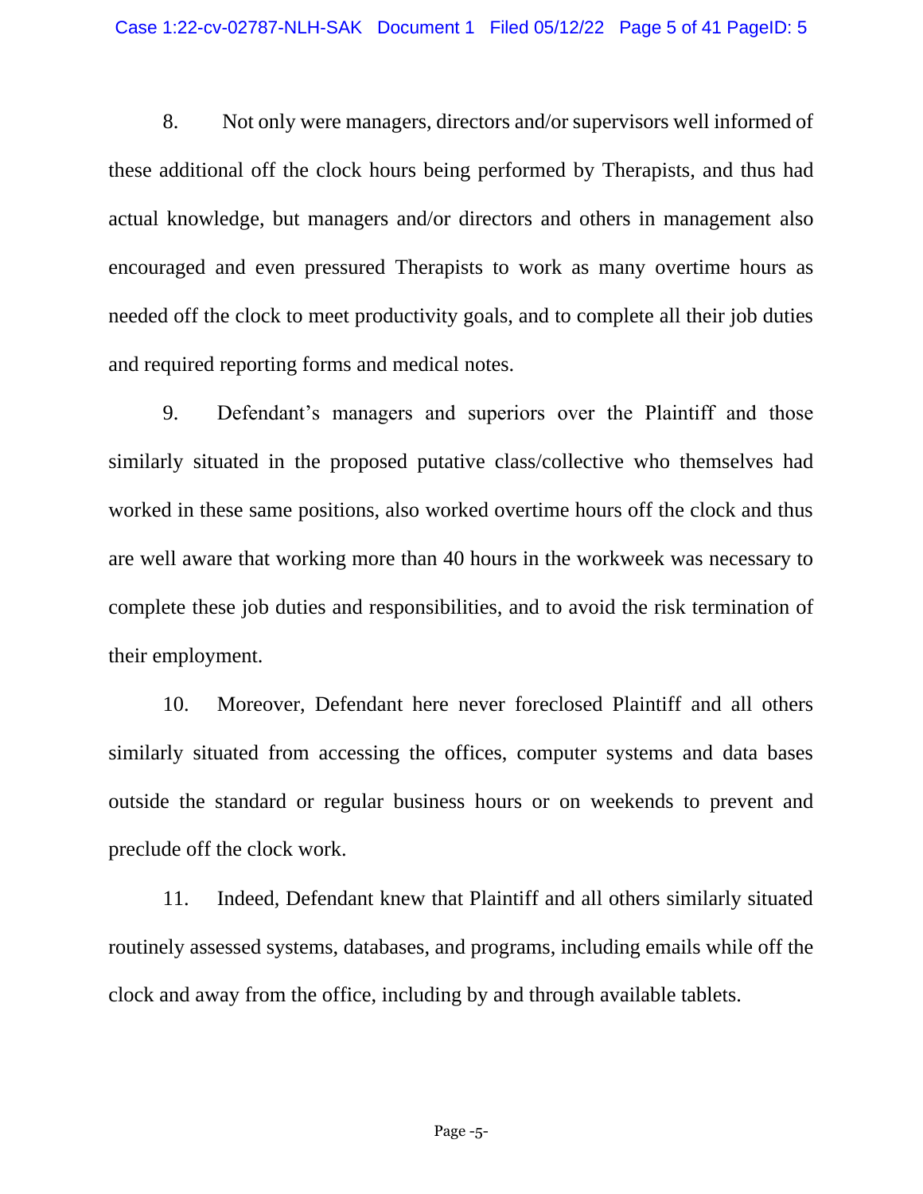8. Not only were managers, directors and/or supervisors well informed of these additional off the clock hours being performed by Therapists, and thus had actual knowledge, but managers and/or directors and others in management also encouraged and even pressured Therapists to work as many overtime hours as needed off the clock to meet productivity goals, and to complete all their job duties and required reporting forms and medical notes.

9. Defendant's managers and superiors over the Plaintiff and those similarly situated in the proposed putative class/collective who themselves had worked in these same positions, also worked overtime hours off the clock and thus are well aware that working more than 40 hours in the workweek was necessary to complete these job duties and responsibilities, and to avoid the risk termination of their employment.

10. Moreover, Defendant here never foreclosed Plaintiff and all others similarly situated from accessing the offices, computer systems and data bases outside the standard or regular business hours or on weekends to prevent and preclude off the clock work.

11. Indeed, Defendant knew that Plaintiff and all others similarly situated routinely assessed systems, databases, and programs, including emails while off the clock and away from the office, including by and through available tablets.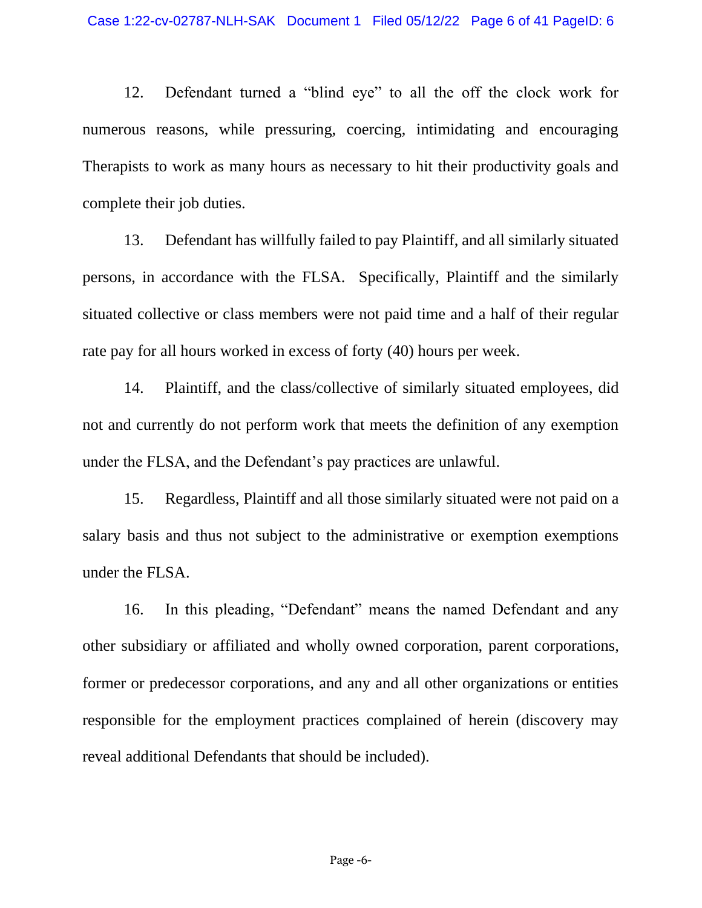12. Defendant turned a "blind eye" to all the off the clock work for numerous reasons, while pressuring, coercing, intimidating and encouraging Therapists to work as many hours as necessary to hit their productivity goals and complete their job duties.

13. Defendant has willfully failed to pay Plaintiff, and all similarly situated persons, in accordance with the FLSA. Specifically, Plaintiff and the similarly situated collective or class members were not paid time and a half of their regular rate pay for all hours worked in excess of forty (40) hours per week.

14. Plaintiff, and the class/collective of similarly situated employees, did not and currently do not perform work that meets the definition of any exemption under the FLSA, and the Defendant's pay practices are unlawful.

15. Regardless, Plaintiff and all those similarly situated were not paid on a salary basis and thus not subject to the administrative or exemption exemptions under the FLSA.

16. In this pleading, "Defendant" means the named Defendant and any other subsidiary or affiliated and wholly owned corporation, parent corporations, former or predecessor corporations, and any and all other organizations or entities responsible for the employment practices complained of herein (discovery may reveal additional Defendants that should be included).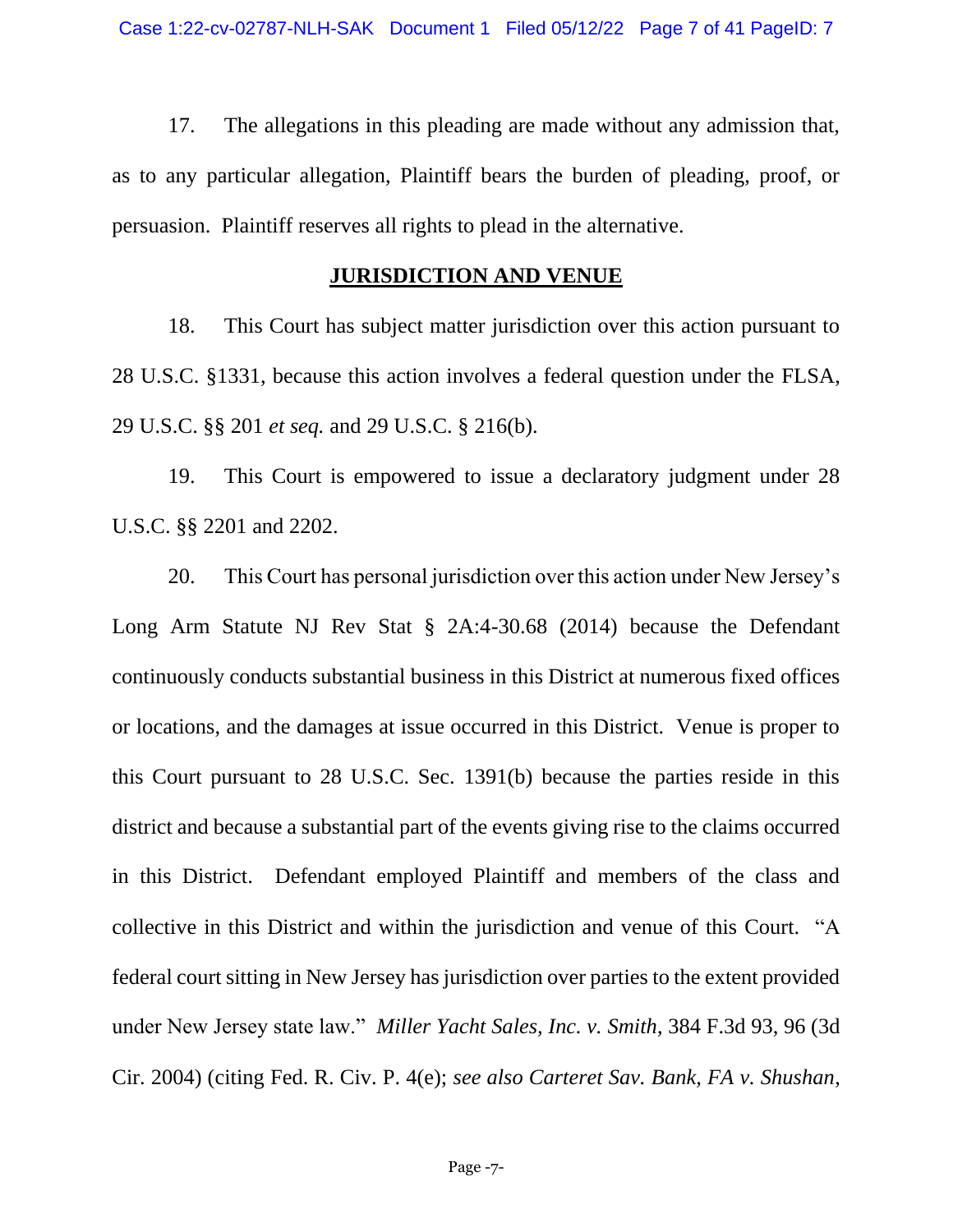17. The allegations in this pleading are made without any admission that, as to any particular allegation, Plaintiff bears the burden of pleading, proof, or persuasion. Plaintiff reserves all rights to plead in the alternative.

## JURISDICTION AND VENUE

18. This Court has subject matter jurisdiction over this action pursuant to 28 U.S.C. §1331, because this action involves a federal question under the FLSA, 29 U.S.C. §§ 201 *et seq.* and 29 U.S.C. § 216(b).

19. This Court is empowered to issue a declaratory judgment under 28 U.S.C. §§ 2201 and 2202.

20. This Court has personal jurisdiction over this action under New Jersey's Long Arm Statute NJ Rev Stat § 2A:4-30.68 (2014) because the Defendant continuously conducts substantial business in this District at numerous fixed offices or locations, and the damages at issue occurred in this District. Venue is proper to this Court pursuant to 28 U.S.C. Sec. 1391(b) because the parties reside in this district and because a substantial part of the events giving rise to the claims occurred in this District. Defendant employed Plaintiff and members of the class and collective in this District and within the jurisdiction and venue of this Court. "A federal court sitting in New Jersey has jurisdiction over parties to the extent provided under New Jersey state law." *Miller Yacht Sales, Inc. v. Smith*, 384 F.3d 93, 96 (3d Cir. 2004) (citing Fed. R. Civ. P. 4(e); *see also Carteret Sav. Bank, FA v. Shushan*,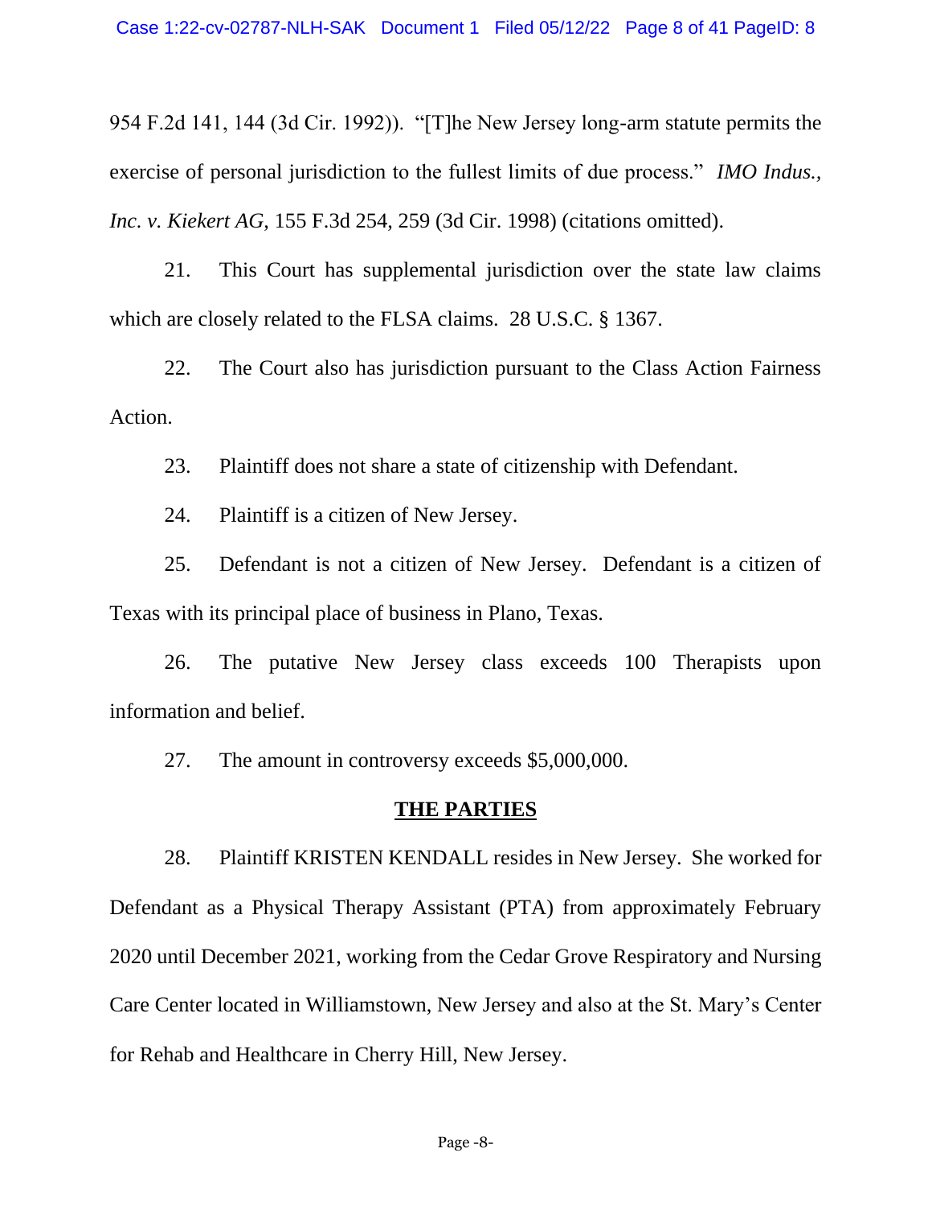954 F.2d 141, 144 (3d Cir. 1992)). "[T]he New Jersey long-arm statute permits the exercise of personal jurisdiction to the fullest limits of due process." *IMO Indus., Inc. v. Kiekert AG*, 155 F.3d 254, 259 (3d Cir. 1998) (citations omitted).

21. This Court has supplemental jurisdiction over the state law claims which are closely related to the FLSA claims. 28 U.S.C. § 1367.

22. The Court also has jurisdiction pursuant to the Class Action Fairness Action.

23. Plaintiff does not share a state of citizenship with Defendant.

24. Plaintiff is a citizen of New Jersey.

25. Defendant is not a citizen of New Jersey. Defendant is a citizen of Texas with its principal place of business in Plano, Texas.

26. The putative New Jersey class exceeds 100 Therapists upon information and belief.

27. The amount in controversy exceeds $5,000,000.

## THE PARTIES

28. Plaintiff KRISTEN KENDALL resides in New Jersey. She worked for Defendant as a Physical Therapy Assistant (PTA) from approximately February 2020 until December 2021, working from the Cedar Grove Respiratory and Nursing Care Center located in Williamstown, New Jersey and also at the St. Mary's Center for Rehab and Healthcare in Cherry Hill, New Jersey.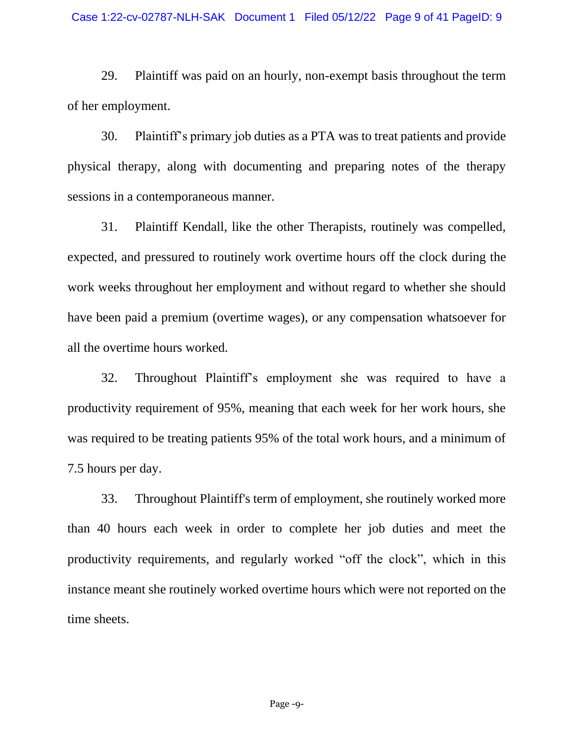29. Plaintiff was paid on an hourly, non-exempt basis throughout the term of her employment.

30. Plaintiff's primary job duties as a PTA was to treat patients and provide physical therapy, along with documenting and preparing notes of the therapy sessions in a contemporaneous manner.

31. Plaintiff Kendall, like the other Therapists, routinely was compelled, expected, and pressured to routinely work overtime hours off the clock during the work weeks throughout her employment and without regard to whether she should have been paid a premium (overtime wages), or any compensation whatsoever for all the overtime hours worked.

32. Throughout Plaintiff's employment she was required to have a productivity requirement of 95%, meaning that each week for her work hours, she was required to be treating patients 95% of the total work hours, and a minimum of 7.5 hours per day.

33. Throughout Plaintiff's term of employment, she routinely worked more than 40 hours each week in order to complete her job duties and meet the productivity requirements, and regularly worked "off the clock", which in this instance meant she routinely worked overtime hours which were not reported on the time sheets.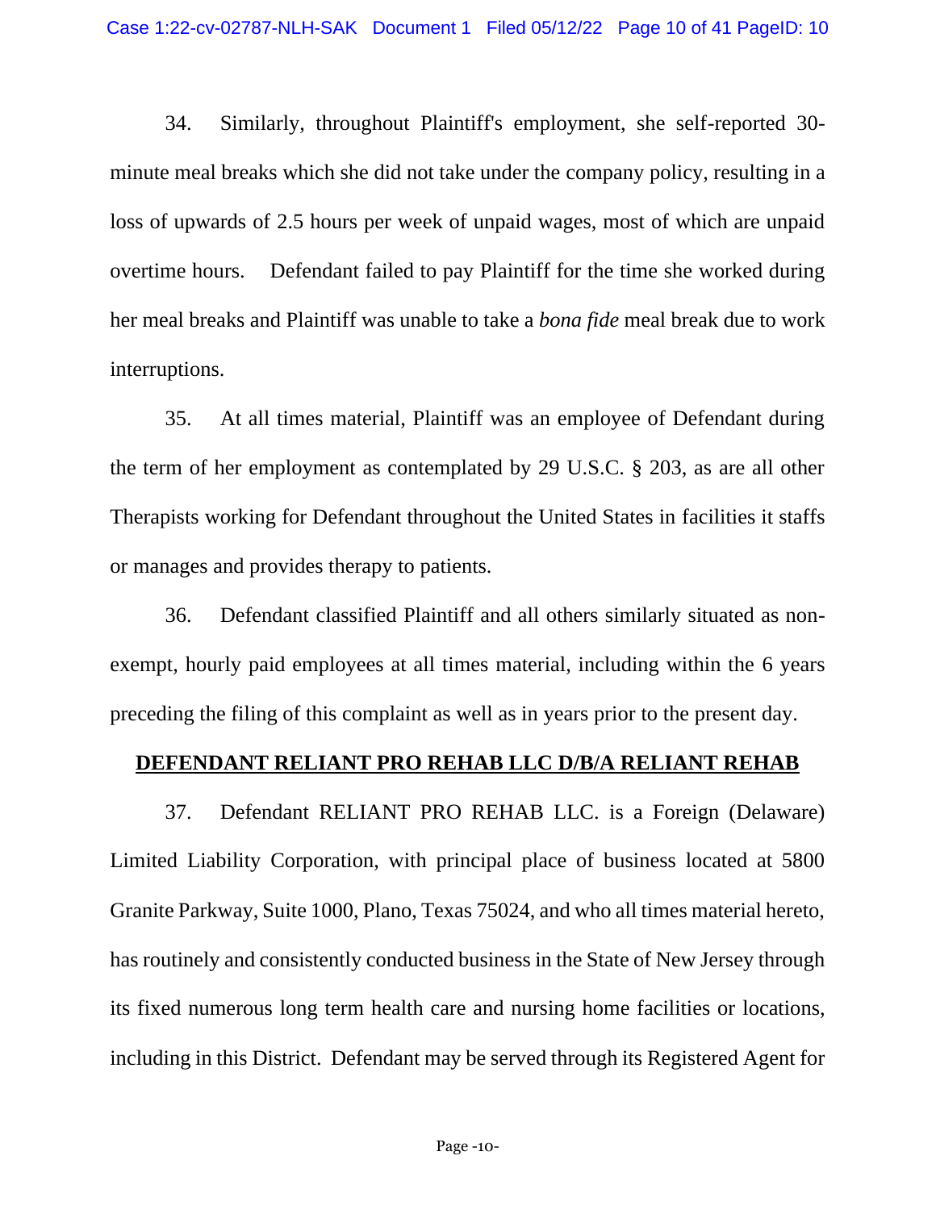34. Similarly, throughout Plaintiff's employment, she self-reported 30-minute meal breaks which she did not take under the company policy, resulting in a loss of upwards of 2.5 hours per week of unpaid wages, most of which are unpaid overtime hours. Defendant failed to pay Plaintiff for the time she worked during her meal breaks and Plaintiff was unable to take a *bona fide* meal break due to work interruptions.

35. At all times material, Plaintiff was an employee of Defendant during the term of her employment as contemplated by 29 U.S.C. § 203, as are all other Therapists working for Defendant throughout the United States in facilities it staffs or manages and provides therapy to patients.

36. Defendant classified Plaintiff and all others similarly situated as non-exempt, hourly paid employees at all times material, including within the 6 years preceding the filing of this complaint as well as in years prior to the present day.

**DEFENDANT RELIANT PRO REHAB LLC D/B/A RELIANT REHAB**

37. Defendant RELIANT PRO REHAB LLC. is a Foreign (Delaware) Limited Liability Corporation, with principal place of business located at 5800 Granite Parkway, Suite 1000, Plano, Texas 75024, and who all times material hereto, has routinely and consistently conducted business in the State of New Jersey through its fixed numerous long term health care and nursing home facilities or locations, including in this District. Defendant may be served through its Registered Agent for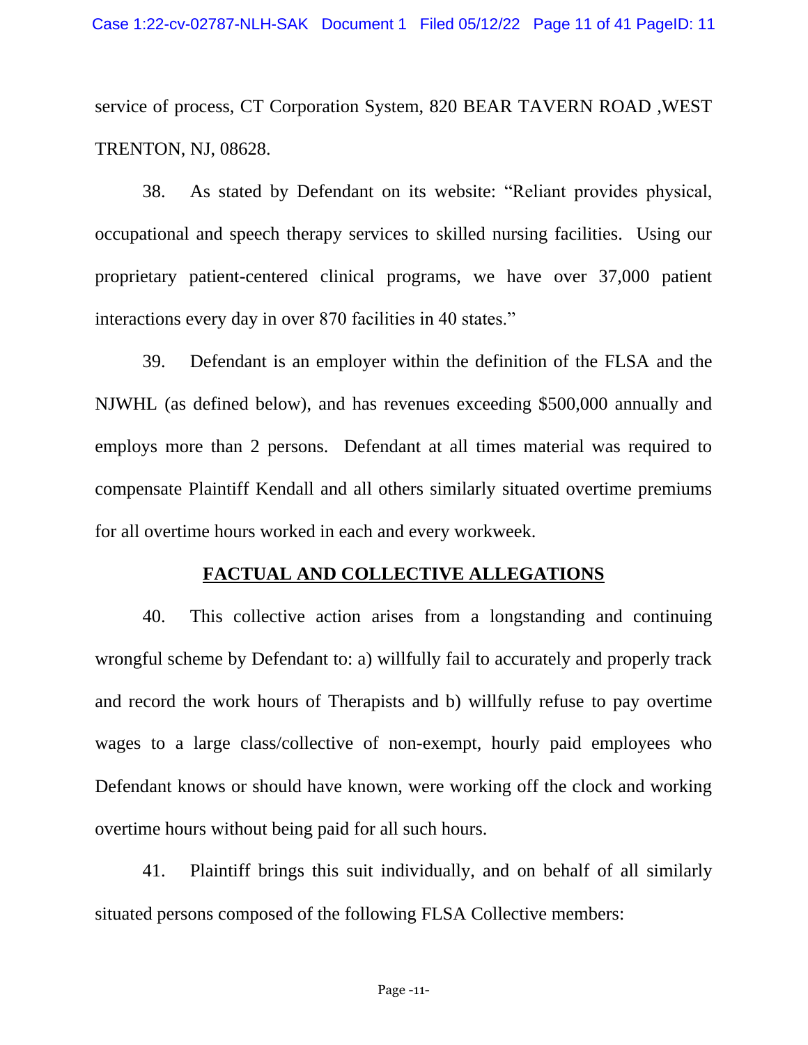service of process, CT Corporation System, 820 BEAR TAVERN ROAD ,WEST TRENTON, NJ, 08628.

38. As stated by Defendant on its website: "Reliant provides physical, occupational and speech therapy services to skilled nursing facilities. Using our proprietary patient-centered clinical programs, we have over 37,000 patient interactions every day in over 870 facilities in 40 states."

39. Defendant is an employer within the definition of the FLSA and the NJWHL (as defined below), and has revenues exceeding $500,000 annually and employs more than 2 persons. Defendant at all times material was required to compensate Plaintiff Kendall and all others similarly situated overtime premiums for all overtime hours worked in each and every workweek.

## FACTUAL AND COLLECTIVE ALLEGATIONS

40. This collective action arises from a longstanding and continuing wrongful scheme by Defendant to: a) willfully fail to accurately and properly track and record the work hours of Therapists and b) willfully refuse to pay overtime wages to a large class/collective of non-exempt, hourly paid employees who Defendant knows or should have known, were working off the clock and working overtime hours without being paid for all such hours.

41. Plaintiff brings this suit individually, and on behalf of all similarly situated persons composed of the following FLSA Collective members: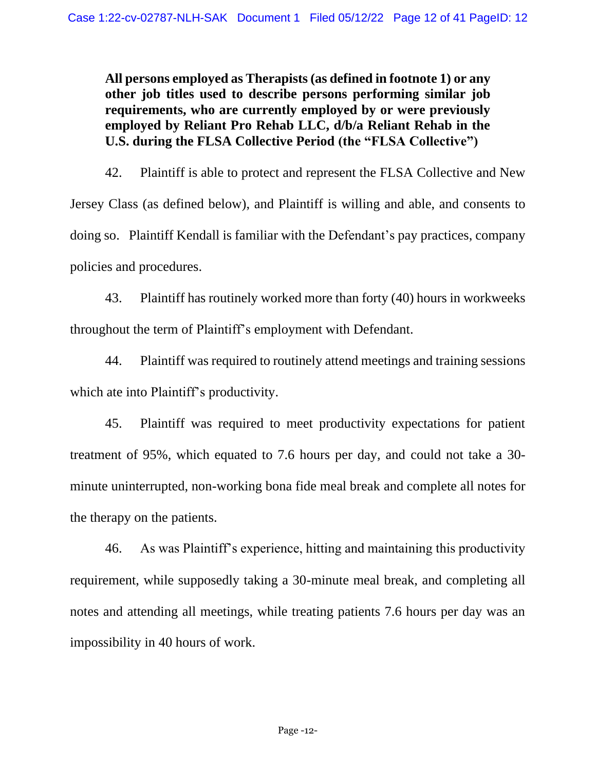**All persons employed as Therapists (as defined in footnote 1) or any other job titles used to describe persons performing similar job requirements, who are currently employed by or were previously employed by Reliant Pro Rehab LLC, d/b/a Reliant Rehab in the U.S. during the FLSA Collective Period (the "FLSA Collective")**

42. Plaintiff is able to protect and represent the FLSA Collective and New Jersey Class (as defined below), and Plaintiff is willing and able, and consents to doing so. Plaintiff Kendall is familiar with the Defendant's pay practices, company policies and procedures.

43. Plaintiff has routinely worked more than forty (40) hours in workweeks throughout the term of Plaintiff's employment with Defendant.

44. Plaintiff was required to routinely attend meetings and training sessions which ate into Plaintiff's productivity.

45. Plaintiff was required to meet productivity expectations for patient treatment of 95%, which equated to 7.6 hours per day, and could not take a 30-minute uninterrupted, non-working bona fide meal break and complete all notes for the therapy on the patients.

46. As was Plaintiff's experience, hitting and maintaining this productivity requirement, while supposedly taking a 30-minute meal break, and completing all notes and attending all meetings, while treating patients 7.6 hours per day was an impossibility in 40 hours of work.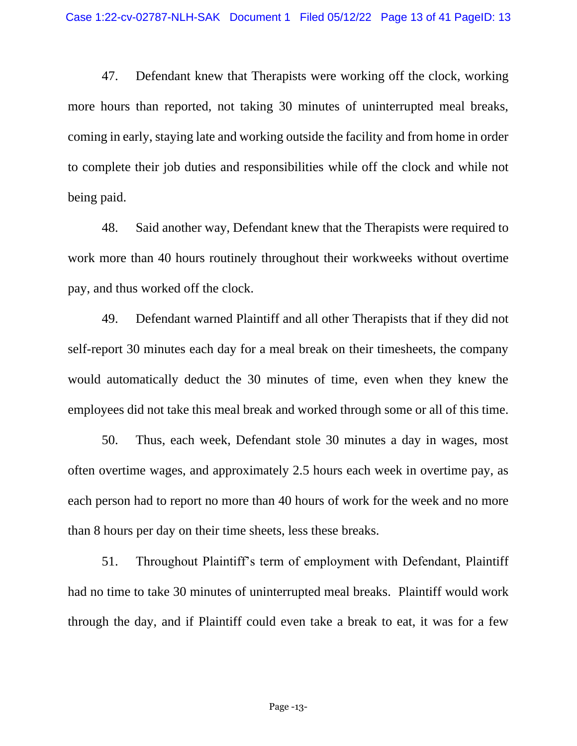47. Defendant knew that Therapists were working off the clock, working more hours than reported, not taking 30 minutes of uninterrupted meal breaks, coming in early, staying late and working outside the facility and from home in order to complete their job duties and responsibilities while off the clock and while not being paid.

48. Said another way, Defendant knew that the Therapists were required to work more than 40 hours routinely throughout their workweeks without overtime pay, and thus worked off the clock.

49. Defendant warned Plaintiff and all other Therapists that if they did not self-report 30 minutes each day for a meal break on their timesheets, the company would automatically deduct the 30 minutes of time, even when they knew the employees did not take this meal break and worked through some or all of this time.

50. Thus, each week, Defendant stole 30 minutes a day in wages, most often overtime wages, and approximately 2.5 hours each week in overtime pay, as each person had to report no more than 40 hours of work for the week and no more than 8 hours per day on their time sheets, less these breaks.

51. Throughout Plaintiff's term of employment with Defendant, Plaintiff had no time to take 30 minutes of uninterrupted meal breaks. Plaintiff would work through the day, and if Plaintiff could even take a break to eat, it was for a few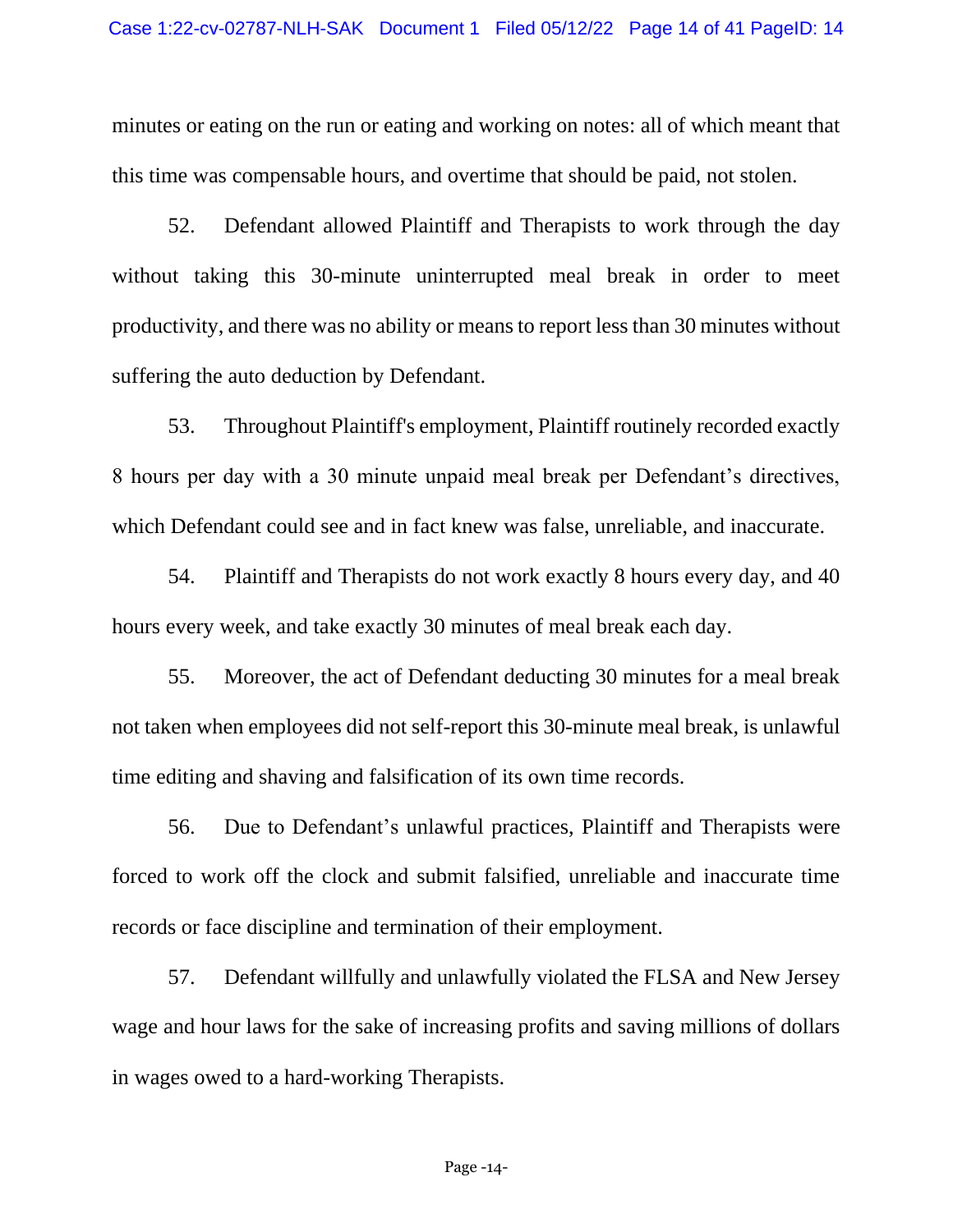minutes or eating on the run or eating and working on notes: all of which meant that this time was compensable hours, and overtime that should be paid, not stolen.

52. Defendant allowed Plaintiff and Therapists to work through the day without taking this 30-minute uninterrupted meal break in order to meet productivity, and there was no ability or means to report less than 30 minutes without suffering the auto deduction by Defendant.

53. Throughout Plaintiff's employment, Plaintiff routinely recorded exactly 8 hours per day with a 30 minute unpaid meal break per Defendant's directives, which Defendant could see and in fact knew was false, unreliable, and inaccurate.

54. Plaintiff and Therapists do not work exactly 8 hours every day, and 40 hours every week, and take exactly 30 minutes of meal break each day.

55. Moreover, the act of Defendant deducting 30 minutes for a meal break not taken when employees did not self-report this 30-minute meal break, is unlawful time editing and shaving and falsification of its own time records.

56. Due to Defendant's unlawful practices, Plaintiff and Therapists were forced to work off the clock and submit falsified, unreliable and inaccurate time records or face discipline and termination of their employment.

57. Defendant willfully and unlawfully violated the FLSA and New Jersey wage and hour laws for the sake of increasing profits and saving millions of dollars in wages owed to a hard-working Therapists.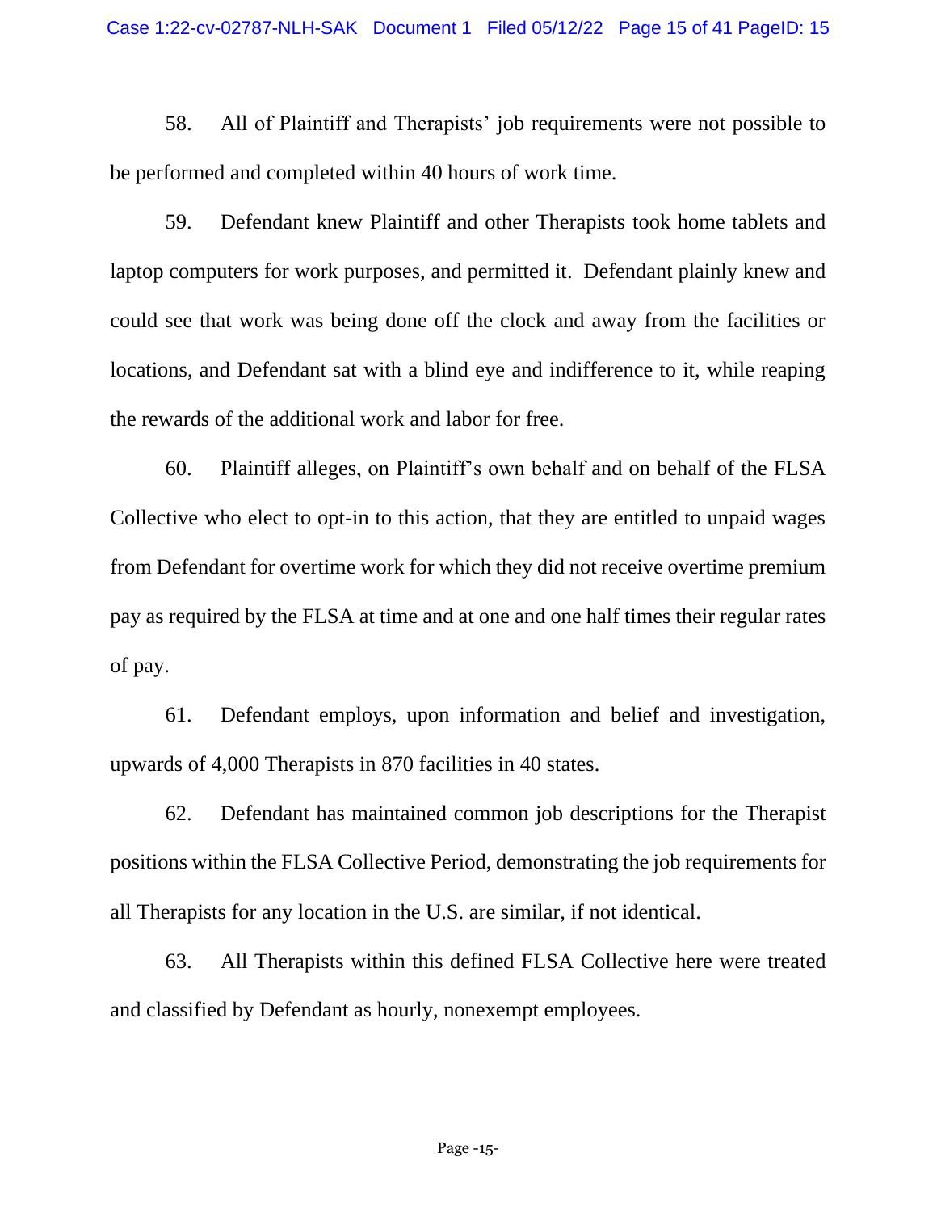58. All of Plaintiff and Therapists' job requirements were not possible to be performed and completed within 40 hours of work time.

59. Defendant knew Plaintiff and other Therapists took home tablets and laptop computers for work purposes, and permitted it. Defendant plainly knew and could see that work was being done off the clock and away from the facilities or locations, and Defendant sat with a blind eye and indifference to it, while reaping the rewards of the additional work and labor for free.

60. Plaintiff alleges, on Plaintiff's own behalf and on behalf of the FLSA Collective who elect to opt-in to this action, that they are entitled to unpaid wages from Defendant for overtime work for which they did not receive overtime premium pay as required by the FLSA at time and at one and one half times their regular rates of pay.

61. Defendant employs, upon information and belief and investigation, upwards of 4,000 Therapists in 870 facilities in 40 states.

62. Defendant has maintained common job descriptions for the Therapist positions within the FLSA Collective Period, demonstrating the job requirements for all Therapists for any location in the U.S. are similar, if not identical.

63. All Therapists within this defined FLSA Collective here were treated and classified by Defendant as hourly, nonexempt employees.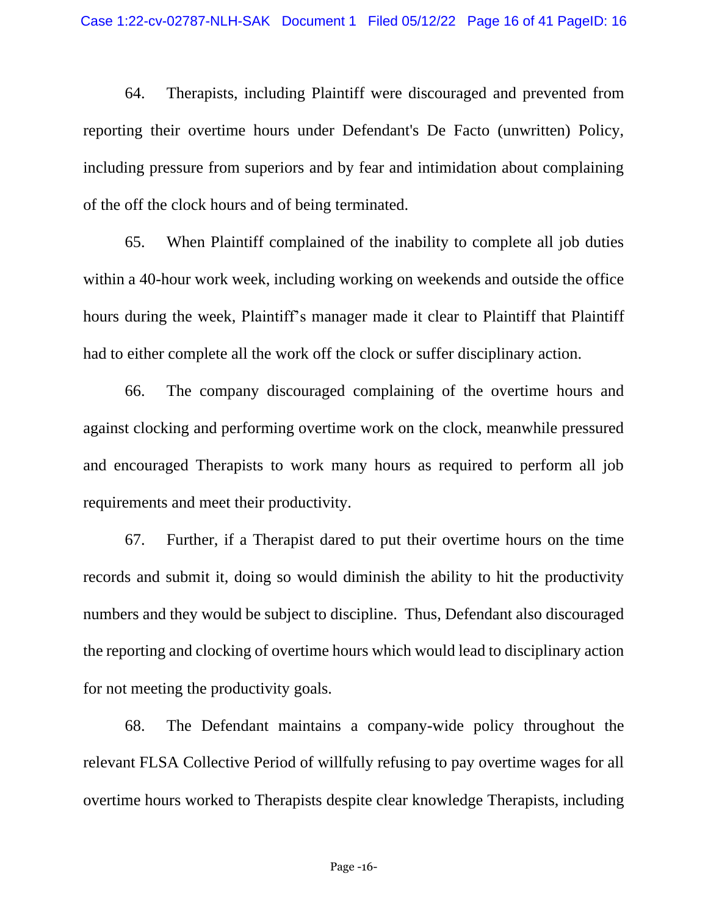64. Therapists, including Plaintiff were discouraged and prevented from reporting their overtime hours under Defendant's De Facto (unwritten) Policy, including pressure from superiors and by fear and intimidation about complaining of the off the clock hours and of being terminated.

65. When Plaintiff complained of the inability to complete all job duties within a 40-hour work week, including working on weekends and outside the office hours during the week, Plaintiff's manager made it clear to Plaintiff that Plaintiff had to either complete all the work off the clock or suffer disciplinary action.

66. The company discouraged complaining of the overtime hours and against clocking and performing overtime work on the clock, meanwhile pressured and encouraged Therapists to work many hours as required to perform all job requirements and meet their productivity.

67. Further, if a Therapist dared to put their overtime hours on the time records and submit it, doing so would diminish the ability to hit the productivity numbers and they would be subject to discipline. Thus, Defendant also discouraged the reporting and clocking of overtime hours which would lead to disciplinary action for not meeting the productivity goals.

68. The Defendant maintains a company-wide policy throughout the relevant FLSA Collective Period of willfully refusing to pay overtime wages for all overtime hours worked to Therapists despite clear knowledge Therapists, including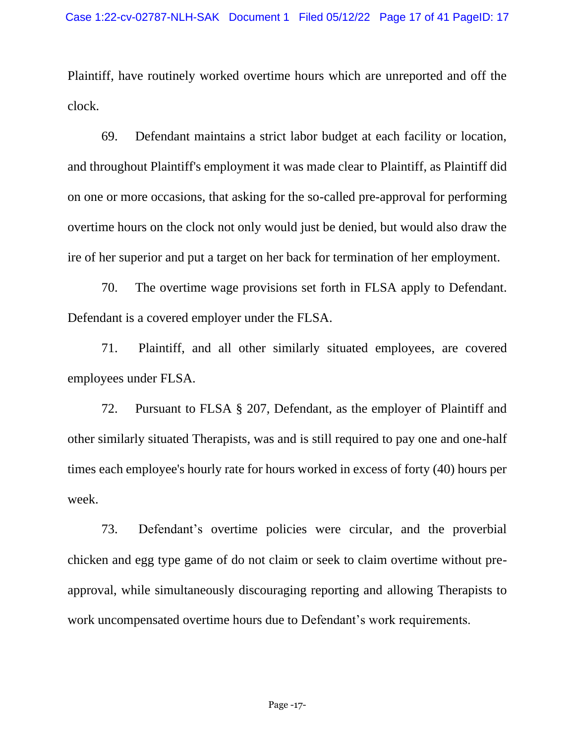Plaintiff, have routinely worked overtime hours which are unreported and off the clock.

69. Defendant maintains a strict labor budget at each facility or location, and throughout Plaintiff's employment it was made clear to Plaintiff, as Plaintiff did on one or more occasions, that asking for the so-called pre-approval for performing overtime hours on the clock not only would just be denied, but would also draw the ire of her superior and put a target on her back for termination of her employment.

70. The overtime wage provisions set forth in FLSA apply to Defendant. Defendant is a covered employer under the FLSA.

71. Plaintiff, and all other similarly situated employees, are covered employees under FLSA.

72. Pursuant to FLSA § 207, Defendant, as the employer of Plaintiff and other similarly situated Therapists, was and is still required to pay one and one-half times each employee's hourly rate for hours worked in excess of forty (40) hours per week.

73. Defendant’s overtime policies were circular, and the proverbial chicken and egg type game of do not claim or seek to claim overtime without pre-approval, while simultaneously discouraging reporting and allowing Therapists to work uncompensated overtime hours due to Defendant’s work requirements.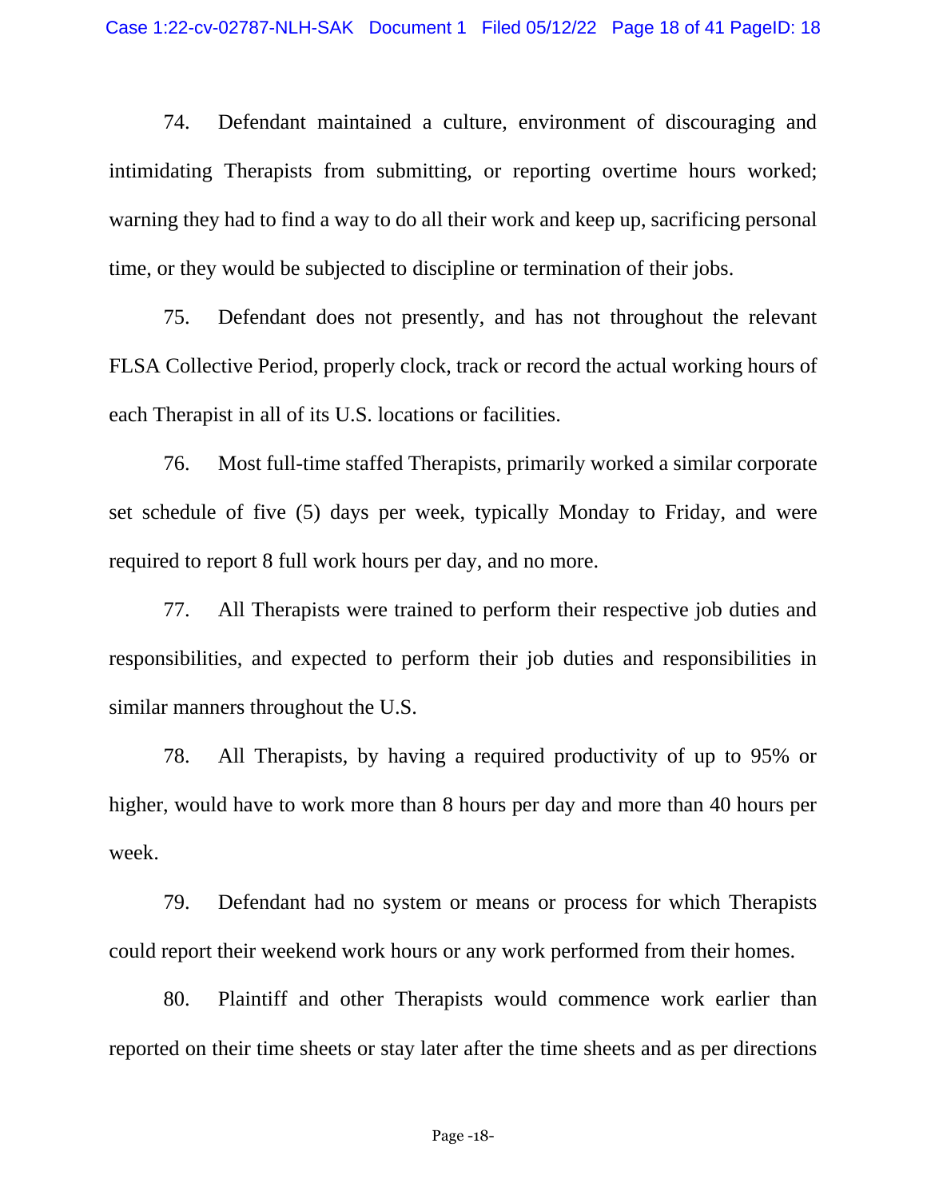74. Defendant maintained a culture, environment of discouraging and intimidating Therapists from submitting, or reporting overtime hours worked; warning they had to find a way to do all their work and keep up, sacrificing personal time, or they would be subjected to discipline or termination of their jobs.

75. Defendant does not presently, and has not throughout the relevant FLSA Collective Period, properly clock, track or record the actual working hours of each Therapist in all of its U.S. locations or facilities.

76. Most full-time staffed Therapists, primarily worked a similar corporate set schedule of five (5) days per week, typically Monday to Friday, and were required to report 8 full work hours per day, and no more.

77. All Therapists were trained to perform their respective job duties and responsibilities, and expected to perform their job duties and responsibilities in similar manners throughout the U.S.

78. All Therapists, by having a required productivity of up to 95% or higher, would have to work more than 8 hours per day and more than 40 hours per week.

79. Defendant had no system or means or process for which Therapists could report their weekend work hours or any work performed from their homes.

80. Plaintiff and other Therapists would commence work earlier than reported on their time sheets or stay later after the time sheets and as per directions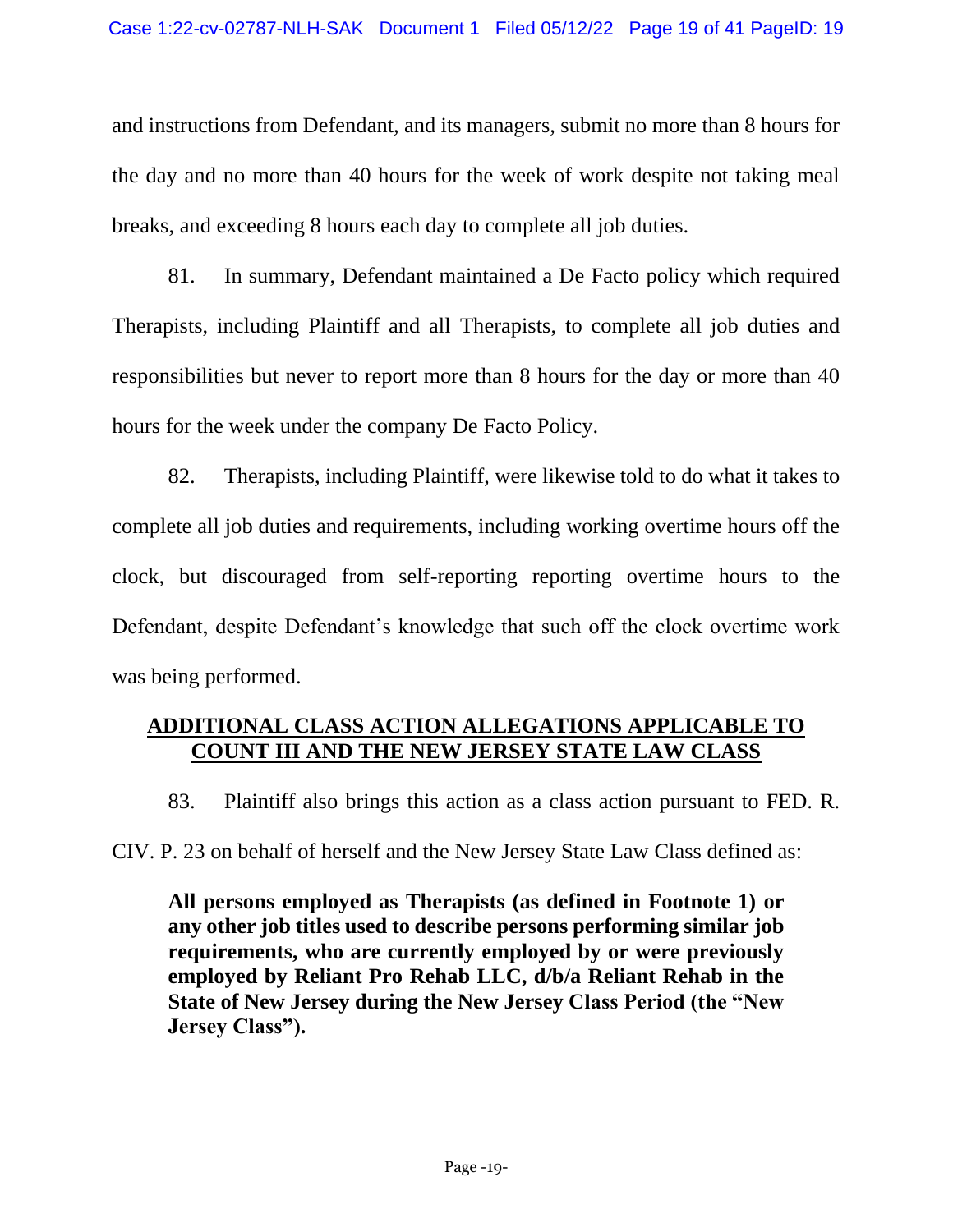and instructions from Defendant, and its managers, submit no more than 8 hours for the day and no more than 40 hours for the week of work despite not taking meal breaks, and exceeding 8 hours each day to complete all job duties.

81. In summary, Defendant maintained a De Facto policy which required Therapists, including Plaintiff and all Therapists, to complete all job duties and responsibilities but never to report more than 8 hours for the day or more than 40 hours for the week under the company De Facto Policy.

82. Therapists, including Plaintiff, were likewise told to do what it takes to complete all job duties and requirements, including working overtime hours off the clock, but discouraged from self-reporting reporting overtime hours to the Defendant, despite Defendant's knowledge that such off the clock overtime work was being performed.

## ADDITIONAL CLASS ACTION ALLEGATIONS APPLICABLE TO COUNT III AND THE NEW JERSEY STATE LAW CLASS

83. Plaintiff also brings this action as a class action pursuant to FED. R. CIV. P. 23 on behalf of herself and the New Jersey State Law Class defined as:

> **All persons employed as Therapists (as defined in Footnote 1) or any other job titles used to describe persons performing similar job requirements, who are currently employed by or were previously employed by Reliant Pro Rehab LLC, d/b/a Reliant Rehab in the State of New Jersey during the New Jersey Class Period (the "New Jersey Class").**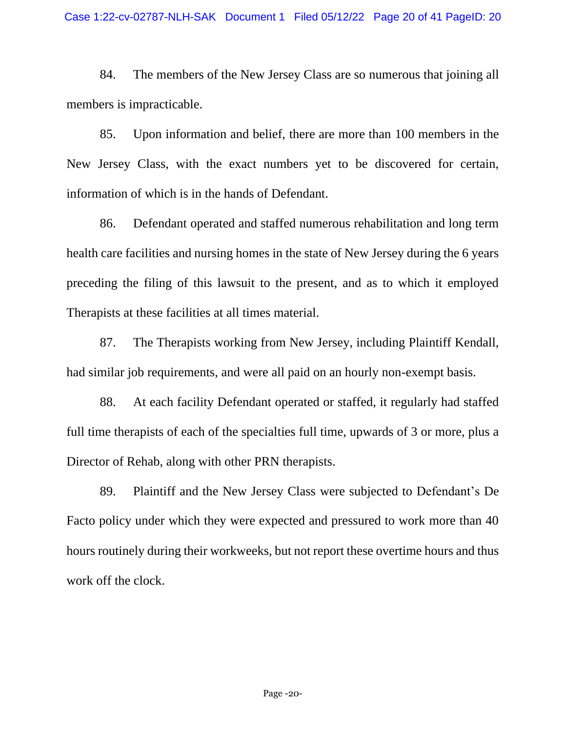84. The members of the New Jersey Class are so numerous that joining all members is impracticable.

85. Upon information and belief, there are more than 100 members in the New Jersey Class, with the exact numbers yet to be discovered for certain, information of which is in the hands of Defendant.

86. Defendant operated and staffed numerous rehabilitation and long term health care facilities and nursing homes in the state of New Jersey during the 6 years preceding the filing of this lawsuit to the present, and as to which it employed Therapists at these facilities at all times material.

87. The Therapists working from New Jersey, including Plaintiff Kendall, had similar job requirements, and were all paid on an hourly non-exempt basis.

88. At each facility Defendant operated or staffed, it regularly had staffed full time therapists of each of the specialties full time, upwards of 3 or more, plus a Director of Rehab, along with other PRN therapists.

89. Plaintiff and the New Jersey Class were subjected to Defendant's De Facto policy under which they were expected and pressured to work more than 40 hours routinely during their workweeks, but not report these overtime hours and thus work off the clock.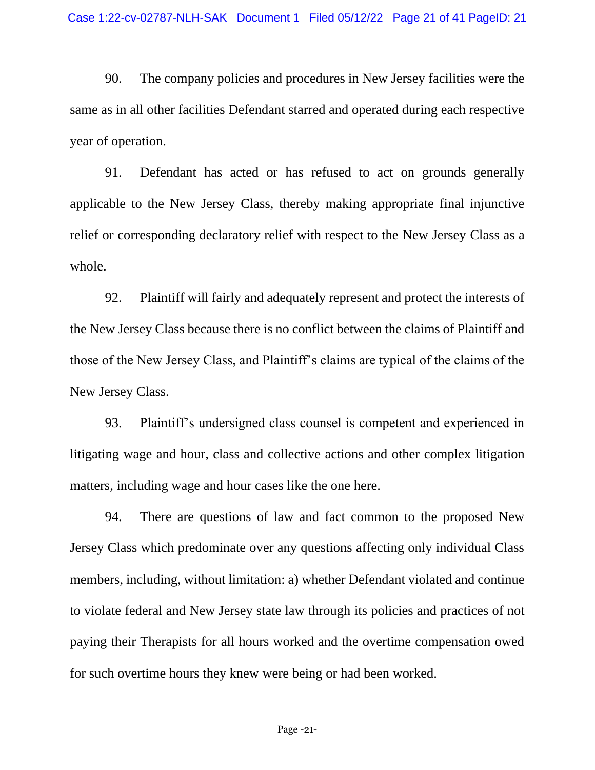90. The company policies and procedures in New Jersey facilities were the same as in all other facilities Defendant starred and operated during each respective year of operation.

91. Defendant has acted or has refused to act on grounds generally applicable to the New Jersey Class, thereby making appropriate final injunctive relief or corresponding declaratory relief with respect to the New Jersey Class as a whole.

92. Plaintiff will fairly and adequately represent and protect the interests of the New Jersey Class because there is no conflict between the claims of Plaintiff and those of the New Jersey Class, and Plaintiff's claims are typical of the claims of the New Jersey Class.

93. Plaintiff's undersigned class counsel is competent and experienced in litigating wage and hour, class and collective actions and other complex litigation matters, including wage and hour cases like the one here.

94. There are questions of law and fact common to the proposed New Jersey Class which predominate over any questions affecting only individual Class members, including, without limitation: a) whether Defendant violated and continue to violate federal and New Jersey state law through its policies and practices of not paying their Therapists for all hours worked and the overtime compensation owed for such overtime hours they knew were being or had been worked.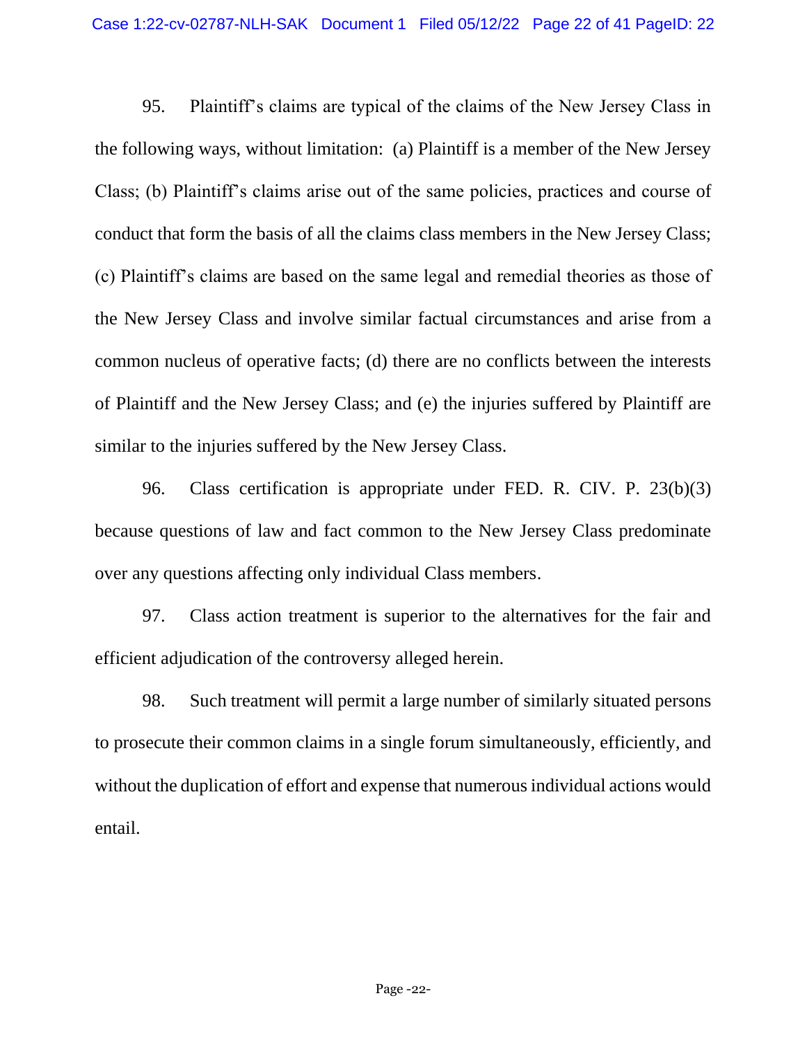95. Plaintiff's claims are typical of the claims of the New Jersey Class in the following ways, without limitation: (a) Plaintiff is a member of the New Jersey Class; (b) Plaintiff's claims arise out of the same policies, practices and course of conduct that form the basis of all the claims class members in the New Jersey Class; (c) Plaintiff's claims are based on the same legal and remedial theories as those of the New Jersey Class and involve similar factual circumstances and arise from a common nucleus of operative facts; (d) there are no conflicts between the interests of Plaintiff and the New Jersey Class; and (e) the injuries suffered by Plaintiff are similar to the injuries suffered by the New Jersey Class.

96. Class certification is appropriate under FED. R. CIV. P. 23(b)(3) because questions of law and fact common to the New Jersey Class predominate over any questions affecting only individual Class members.

97. Class action treatment is superior to the alternatives for the fair and efficient adjudication of the controversy alleged herein.

98. Such treatment will permit a large number of similarly situated persons to prosecute their common claims in a single forum simultaneously, efficiently, and without the duplication of effort and expense that numerous individual actions would entail.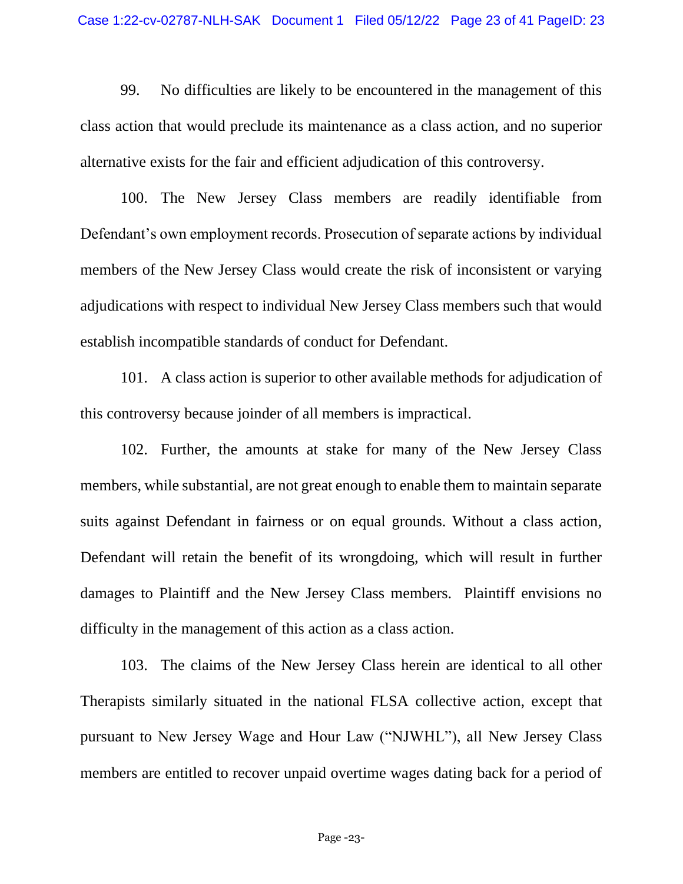99. No difficulties are likely to be encountered in the management of this class action that would preclude its maintenance as a class action, and no superior alternative exists for the fair and efficient adjudication of this controversy.

100. The New Jersey Class members are readily identifiable from Defendant's own employment records. Prosecution of separate actions by individual members of the New Jersey Class would create the risk of inconsistent or varying adjudications with respect to individual New Jersey Class members such that would establish incompatible standards of conduct for Defendant.

101. A class action is superior to other available methods for adjudication of this controversy because joinder of all members is impractical.

102. Further, the amounts at stake for many of the New Jersey Class members, while substantial, are not great enough to enable them to maintain separate suits against Defendant in fairness or on equal grounds. Without a class action, Defendant will retain the benefit of its wrongdoing, which will result in further damages to Plaintiff and the New Jersey Class members. Plaintiff envisions no difficulty in the management of this action as a class action.

103. The claims of the New Jersey Class herein are identical to all other Therapists similarly situated in the national FLSA collective action, except that pursuant to New Jersey Wage and Hour Law ("NJWHL"), all New Jersey Class members are entitled to recover unpaid overtime wages dating back for a period of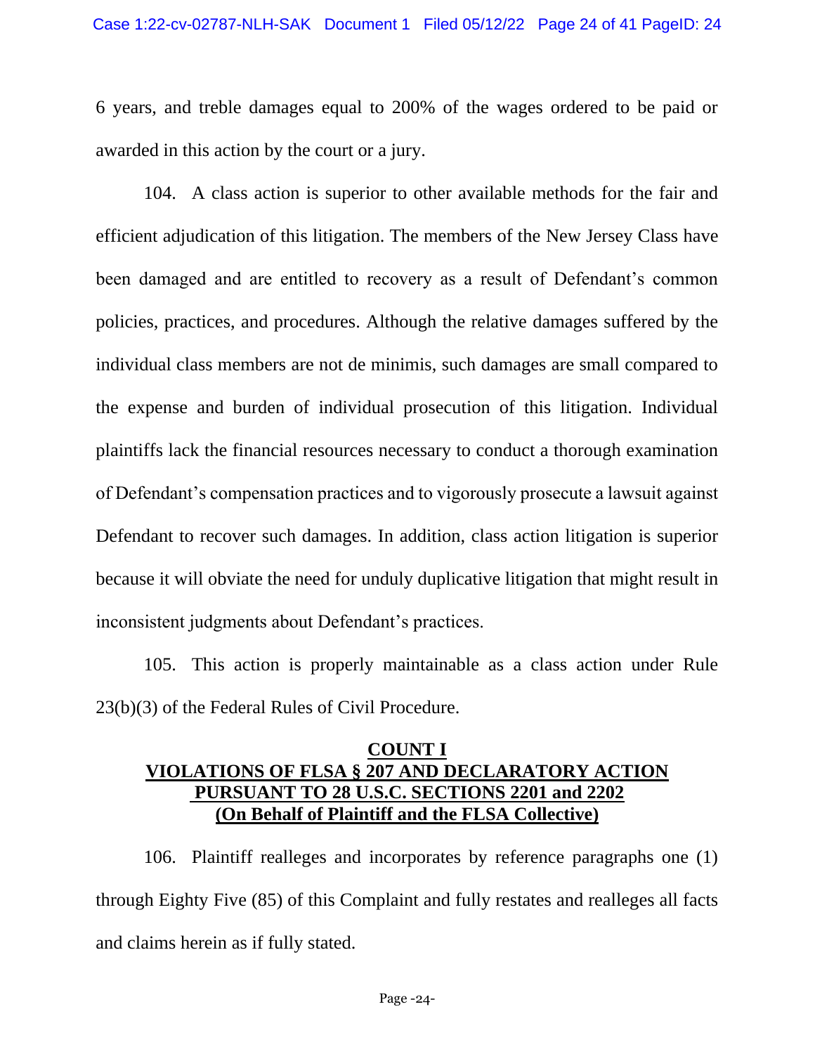6 years, and treble damages equal to 200% of the wages ordered to be paid or awarded in this action by the court or a jury.

104. A class action is superior to other available methods for the fair and efficient adjudication of this litigation. The members of the New Jersey Class have been damaged and are entitled to recovery as a result of Defendant's common policies, practices, and procedures. Although the relative damages suffered by the individual class members are not de minimis, such damages are small compared to the expense and burden of individual prosecution of this litigation. Individual plaintiffs lack the financial resources necessary to conduct a thorough examination of Defendant's compensation practices and to vigorously prosecute a lawsuit against Defendant to recover such damages. In addition, class action litigation is superior because it will obviate the need for unduly duplicative litigation that might result in inconsistent judgments about Defendant's practices.

105. This action is properly maintainable as a class action under Rule 23(b)(3) of the Federal Rules of Civil Procedure.

## COUNT I
## VIOLATIONS OF FLSA § 207 AND DECLARATORY ACTION PURSUANT TO 28 U.S.C. SECTIONS 2201 and 2202
## (On Behalf of Plaintiff and the FLSA Collective)

106. Plaintiff realleges and incorporates by reference paragraphs one (1) through Eighty Five (85) of this Complaint and fully restates and realleges all facts and claims herein as if fully stated.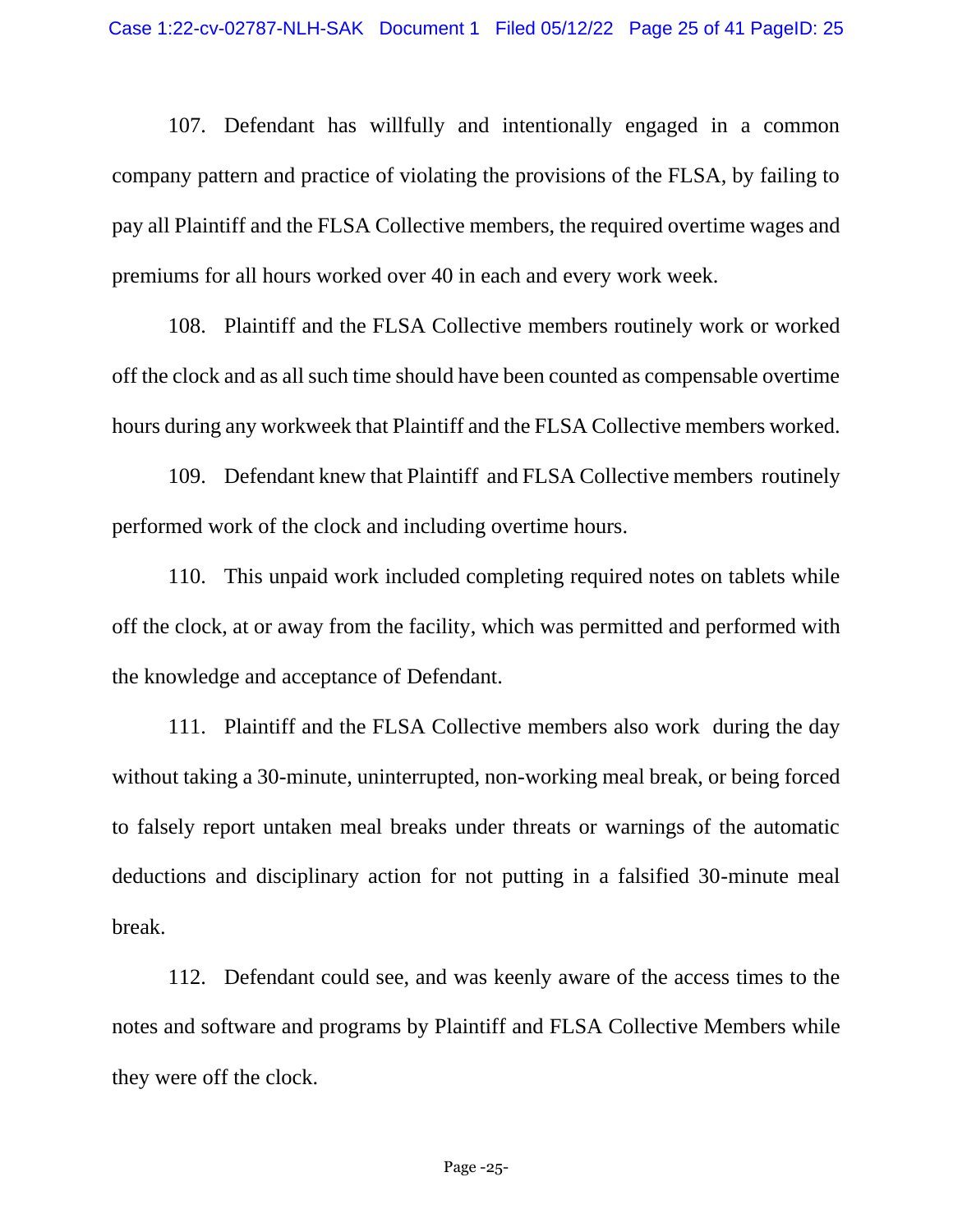107. Defendant has willfully and intentionally engaged in a common company pattern and practice of violating the provisions of the FLSA, by failing to pay all Plaintiff and the FLSA Collective members, the required overtime wages and premiums for all hours worked over 40 in each and every work week.

108. Plaintiff and the FLSA Collective members routinely work or worked off the clock and as all such time should have been counted as compensable overtime hours during any workweek that Plaintiff and the FLSA Collective members worked.

109. Defendant knew that Plaintiff and FLSA Collective members routinely performed work of the clock and including overtime hours.

110. This unpaid work included completing required notes on tablets while off the clock, at or away from the facility, which was permitted and performed with the knowledge and acceptance of Defendant.

111. Plaintiff and the FLSA Collective members also work during the day without taking a 30-minute, uninterrupted, non-working meal break, or being forced to falsely report untaken meal breaks under threats or warnings of the automatic deductions and disciplinary action for not putting in a falsified 30-minute meal break.

112. Defendant could see, and was keenly aware of the access times to the notes and software and programs by Plaintiff and FLSA Collective Members while they were off the clock.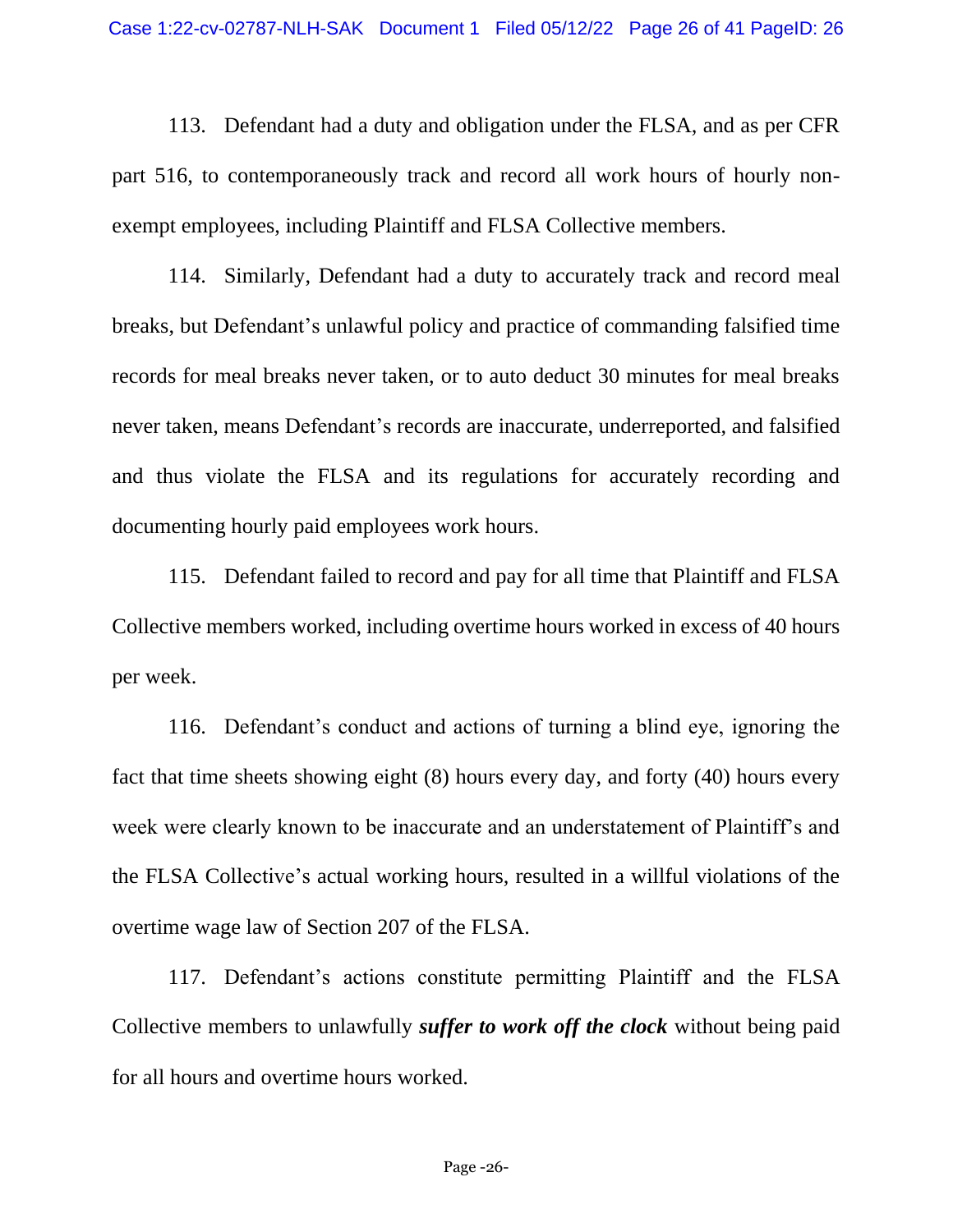113. Defendant had a duty and obligation under the FLSA, and as per CFR part 516, to contemporaneously track and record all work hours of hourly non-exempt employees, including Plaintiff and FLSA Collective members.

114. Similarly, Defendant had a duty to accurately track and record meal breaks, but Defendant's unlawful policy and practice of commanding falsified time records for meal breaks never taken, or to auto deduct 30 minutes for meal breaks never taken, means Defendant's records are inaccurate, underreported, and falsified and thus violate the FLSA and its regulations for accurately recording and documenting hourly paid employees work hours.

115. Defendant failed to record and pay for all time that Plaintiff and FLSA Collective members worked, including overtime hours worked in excess of 40 hours per week.

116. Defendant's conduct and actions of turning a blind eye, ignoring the fact that time sheets showing eight (8) hours every day, and forty (40) hours every week were clearly known to be inaccurate and an understatement of Plaintiff's and the FLSA Collective's actual working hours, resulted in a willful violations of the overtime wage law of Section 207 of the FLSA.

117. Defendant's actions constitute permitting Plaintiff and the FLSA Collective members to unlawfully ***suffer to work off the clock*** without being paid for all hours and overtime hours worked.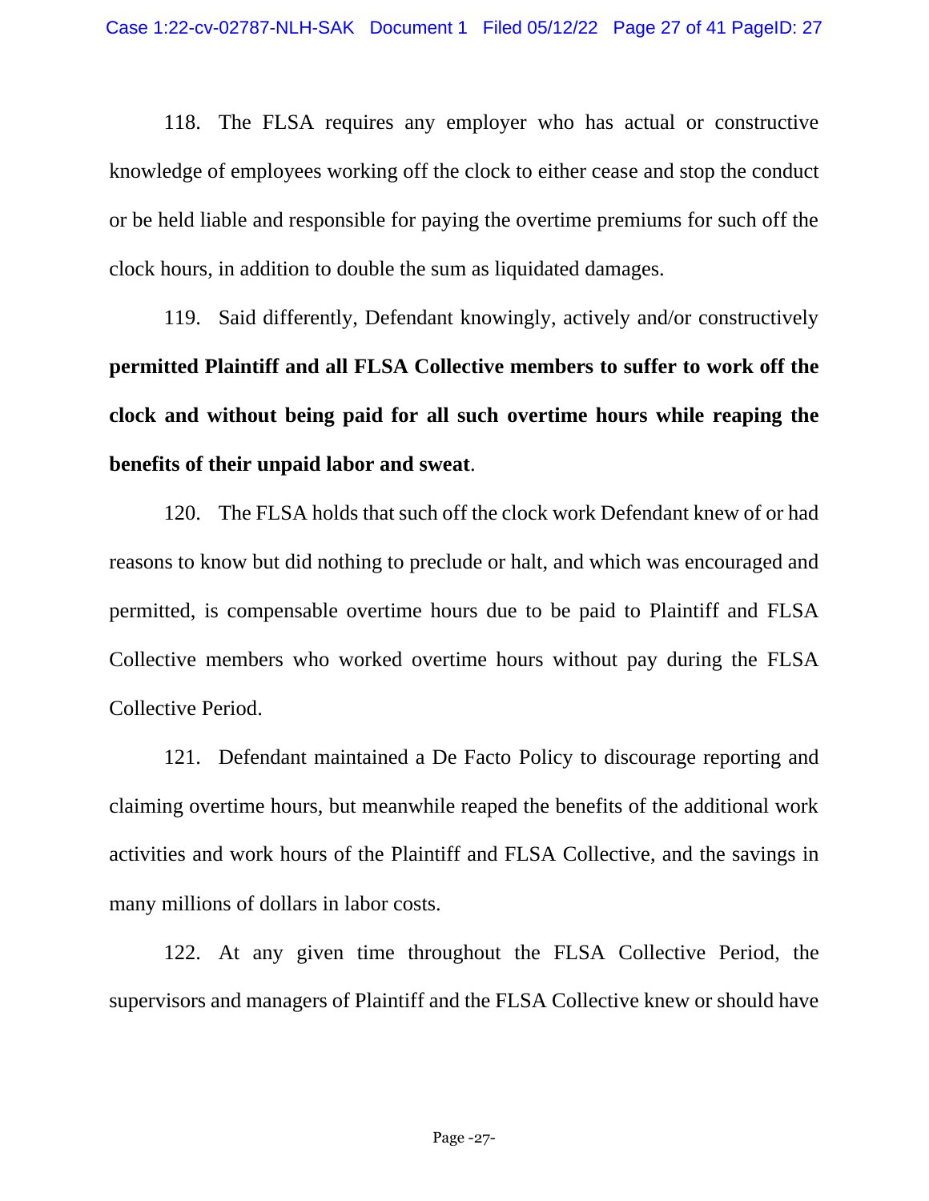118. The FLSA requires any employer who has actual or constructive knowledge of employees working off the clock to either cease and stop the conduct or be held liable and responsible for paying the overtime premiums for such off the clock hours, in addition to double the sum as liquidated damages.

119. Said differently, Defendant knowingly, actively and/or constructively **permitted Plaintiff and all FLSA Collective members to suffer to work off the clock and without being paid for all such overtime hours while reaping the benefits of their unpaid labor and sweat**.

120. The FLSA holds that such off the clock work Defendant knew of or had reasons to know but did nothing to preclude or halt, and which was encouraged and permitted, is compensable overtime hours due to be paid to Plaintiff and FLSA Collective members who worked overtime hours without pay during the FLSA Collective Period.

121. Defendant maintained a De Facto Policy to discourage reporting and claiming overtime hours, but meanwhile reaped the benefits of the additional work activities and work hours of the Plaintiff and FLSA Collective, and the savings in many millions of dollars in labor costs.

122. At any given time throughout the FLSA Collective Period, the supervisors and managers of Plaintiff and the FLSA Collective knew or should have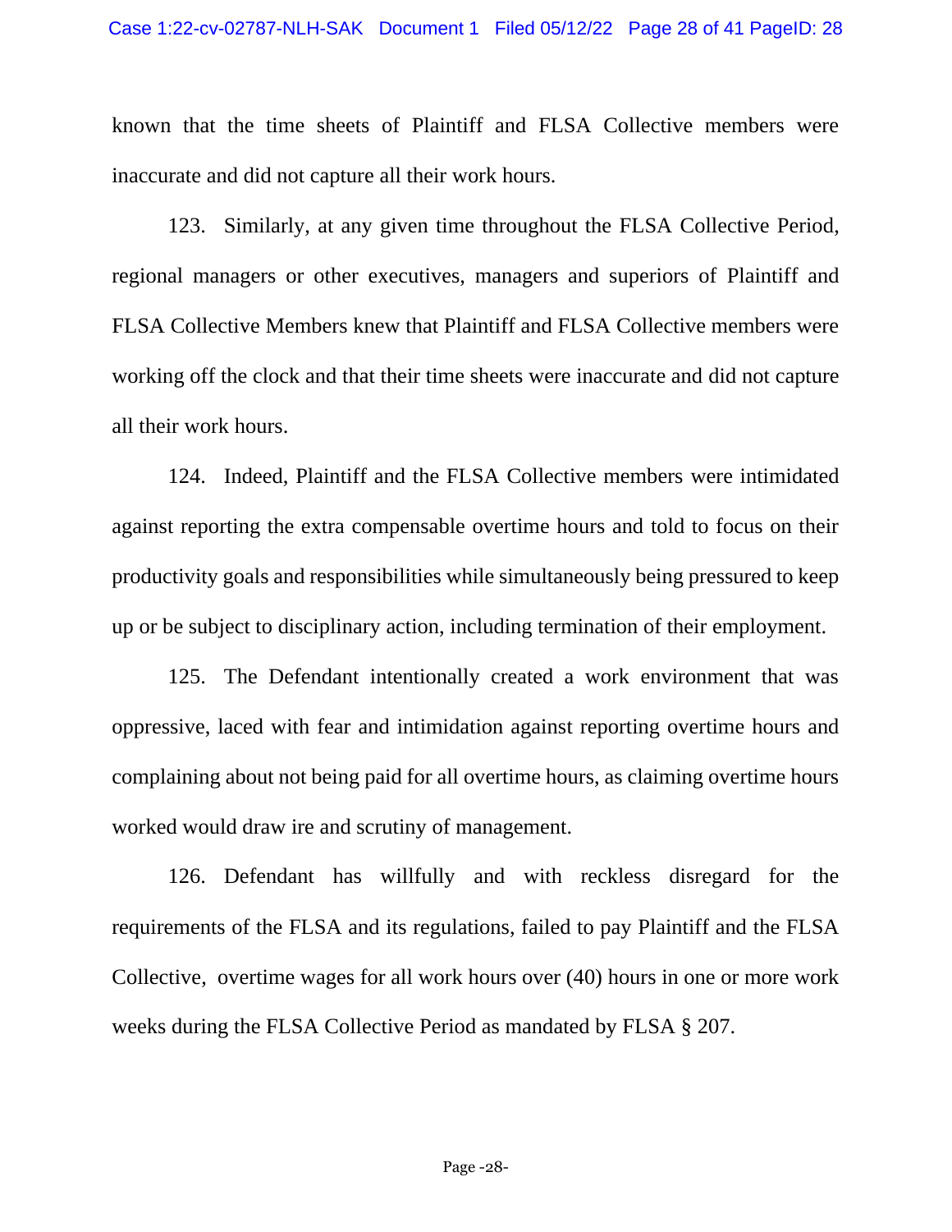known that the time sheets of Plaintiff and FLSA Collective members were inaccurate and did not capture all their work hours.

123. Similarly, at any given time throughout the FLSA Collective Period, regional managers or other executives, managers and superiors of Plaintiff and FLSA Collective Members knew that Plaintiff and FLSA Collective members were working off the clock and that their time sheets were inaccurate and did not capture all their work hours.

124. Indeed, Plaintiff and the FLSA Collective members were intimidated against reporting the extra compensable overtime hours and told to focus on their productivity goals and responsibilities while simultaneously being pressured to keep up or be subject to disciplinary action, including termination of their employment.

125. The Defendant intentionally created a work environment that was oppressive, laced with fear and intimidation against reporting overtime hours and complaining about not being paid for all overtime hours, as claiming overtime hours worked would draw ire and scrutiny of management.

126. Defendant has willfully and with reckless disregard for the requirements of the FLSA and its regulations, failed to pay Plaintiff and the FLSA Collective, overtime wages for all work hours over (40) hours in one or more work weeks during the FLSA Collective Period as mandated by FLSA § 207.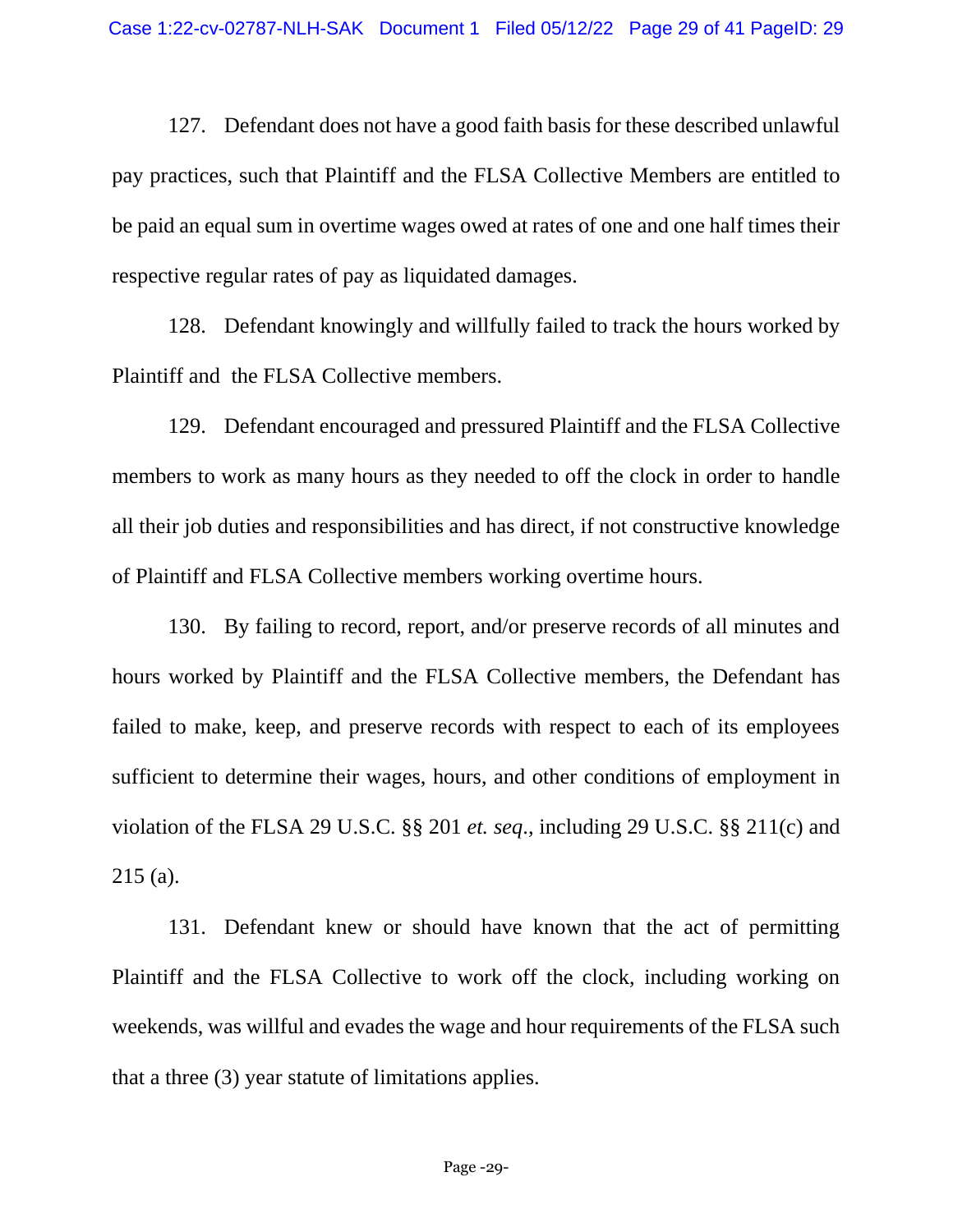127. Defendant does not have a good faith basis for these described unlawful pay practices, such that Plaintiff and the FLSA Collective Members are entitled to be paid an equal sum in overtime wages owed at rates of one and one half times their respective regular rates of pay as liquidated damages.

128. Defendant knowingly and willfully failed to track the hours worked by Plaintiff and the FLSA Collective members.

129. Defendant encouraged and pressured Plaintiff and the FLSA Collective members to work as many hours as they needed to off the clock in order to handle all their job duties and responsibilities and has direct, if not constructive knowledge of Plaintiff and FLSA Collective members working overtime hours.

130. By failing to record, report, and/or preserve records of all minutes and hours worked by Plaintiff and the FLSA Collective members, the Defendant has failed to make, keep, and preserve records with respect to each of its employees sufficient to determine their wages, hours, and other conditions of employment in violation of the FLSA 29 U.S.C. §§ 201 *et. seq*., including 29 U.S.C. §§ 211(c) and 215 (a).

131. Defendant knew or should have known that the act of permitting Plaintiff and the FLSA Collective to work off the clock, including working on weekends, was willful and evades the wage and hour requirements of the FLSA such that a three (3) year statute of limitations applies.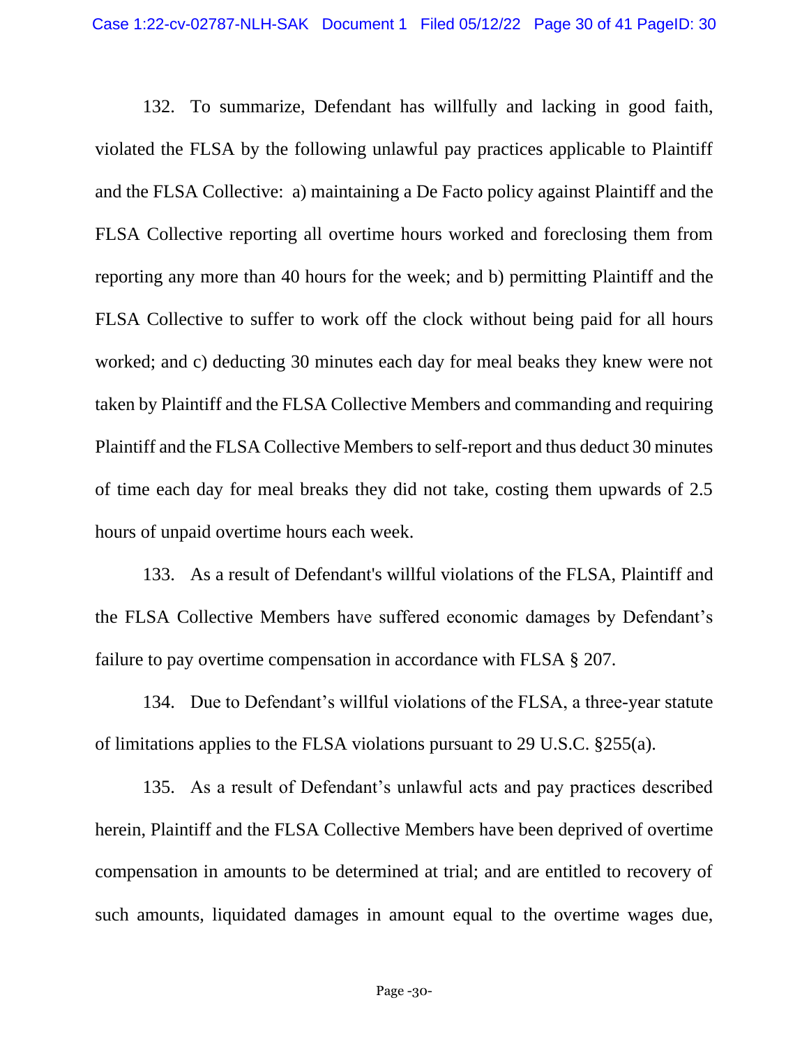132. To summarize, Defendant has willfully and lacking in good faith, violated the FLSA by the following unlawful pay practices applicable to Plaintiff and the FLSA Collective: a) maintaining a De Facto policy against Plaintiff and the FLSA Collective reporting all overtime hours worked and foreclosing them from reporting any more than 40 hours for the week; and b) permitting Plaintiff and the FLSA Collective to suffer to work off the clock without being paid for all hours worked; and c) deducting 30 minutes each day for meal beaks they knew were not taken by Plaintiff and the FLSA Collective Members and commanding and requiring Plaintiff and the FLSA Collective Members to self-report and thus deduct 30 minutes of time each day for meal breaks they did not take, costing them upwards of 2.5 hours of unpaid overtime hours each week.

133. As a result of Defendant's willful violations of the FLSA, Plaintiff and the FLSA Collective Members have suffered economic damages by Defendant's failure to pay overtime compensation in accordance with FLSA § 207.

134. Due to Defendant's willful violations of the FLSA, a three-year statute of limitations applies to the FLSA violations pursuant to 29 U.S.C. §255(a).

135. As a result of Defendant's unlawful acts and pay practices described herein, Plaintiff and the FLSA Collective Members have been deprived of overtime compensation in amounts to be determined at trial; and are entitled to recovery of such amounts, liquidated damages in amount equal to the overtime wages due,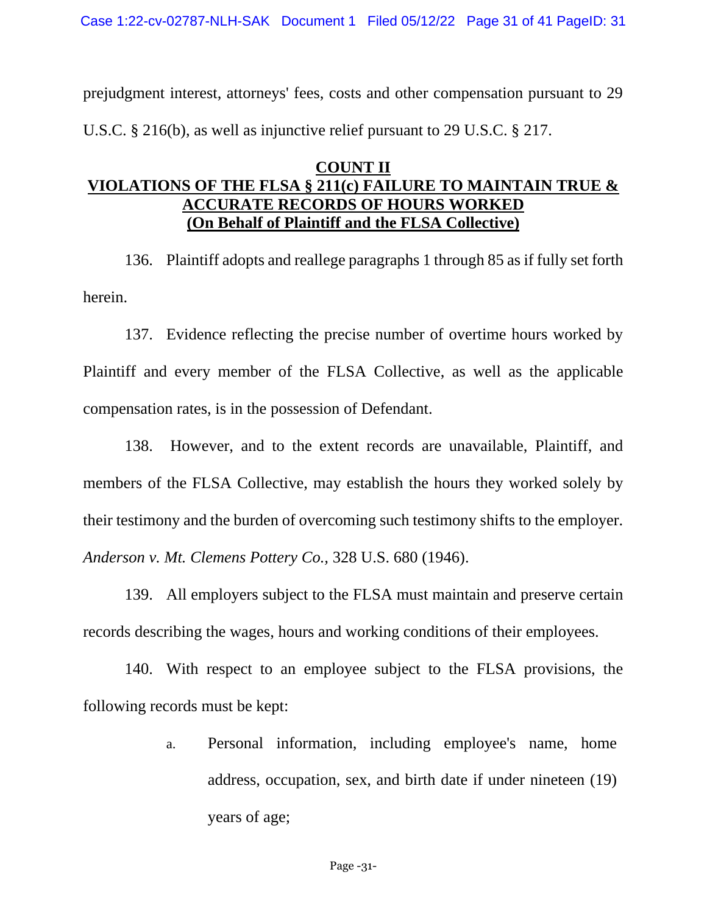prejudgment interest, attorneys' fees, costs and other compensation pursuant to 29 U.S.C. § 216(b), as well as injunctive relief pursuant to 29 U.S.C. § 217.

## COUNT II
## VIOLATIONS OF THE FLSA § 211(c) FAILURE TO MAINTAIN TRUE & ACCURATE RECORDS OF HOURS WORKED
## (On Behalf of Plaintiff and the FLSA Collective)

136. Plaintiff adopts and reallege paragraphs 1 through 85 as if fully set forth herein.

137. Evidence reflecting the precise number of overtime hours worked by Plaintiff and every member of the FLSA Collective, as well as the applicable compensation rates, is in the possession of Defendant.

138. However, and to the extent records are unavailable, Plaintiff, and members of the FLSA Collective, may establish the hours they worked solely by their testimony and the burden of overcoming such testimony shifts to the employer. *Anderson v. Mt. Clemens Pottery Co.*, 328 U.S. 680 (1946).

139. All employers subject to the FLSA must maintain and preserve certain records describing the wages, hours and working conditions of their employees.

140. With respect to an employee subject to the FLSA provisions, the following records must be kept:

a. Personal information, including employee's name, home address, occupation, sex, and birth date if under nineteen (19) years of age;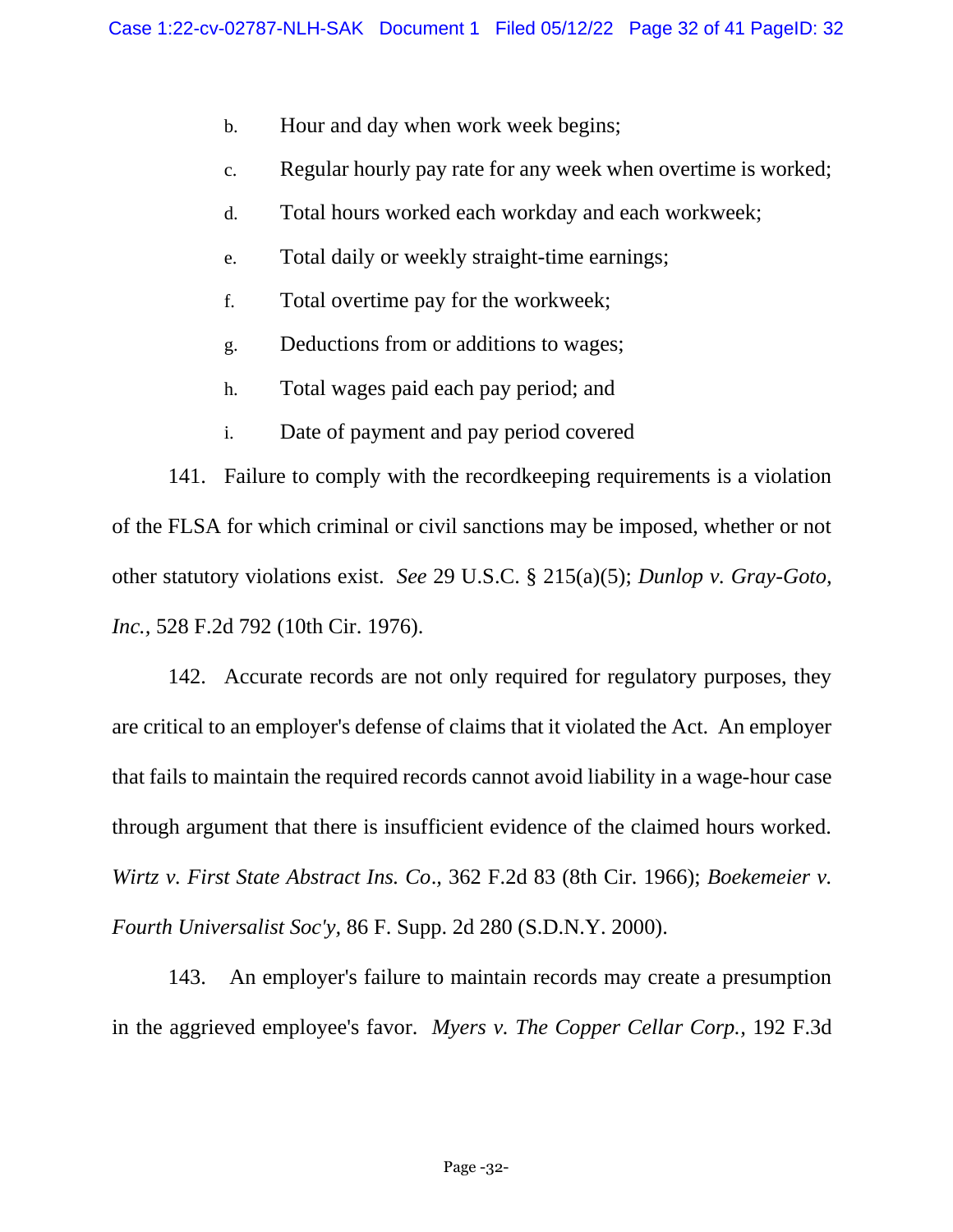b. Hour and day when work week begins;

c. Regular hourly pay rate for any week when overtime is worked;

d. Total hours worked each workday and each workweek;

e. Total daily or weekly straight-time earnings;

f. Total overtime pay for the workweek;

g. Deductions from or additions to wages;

h. Total wages paid each pay period; and

i. Date of payment and pay period covered

141. Failure to comply with the recordkeeping requirements is a violation of the FLSA for which criminal or civil sanctions may be imposed, whether or not other statutory violations exist. *See* 29 U.S.C. § 215(a)(5); *Dunlop v. Gray-Goto, Inc.*, 528 F.2d 792 (10th Cir. 1976).

142. Accurate records are not only required for regulatory purposes, they are critical to an employer's defense of claims that it violated the Act. An employer that fails to maintain the required records cannot avoid liability in a wage-hour case through argument that there is insufficient evidence of the claimed hours worked. *Wirtz v. First State Abstract Ins. Co*., 362 F.2d 83 (8th Cir. 1966); *Boekemeier v. Fourth Universalist Soc'y*, 86 F. Supp. 2d 280 (S.D.N.Y. 2000).

143. An employer's failure to maintain records may create a presumption in the aggrieved employee's favor. *Myers v. The Copper Cellar Corp.*, 192 F.3d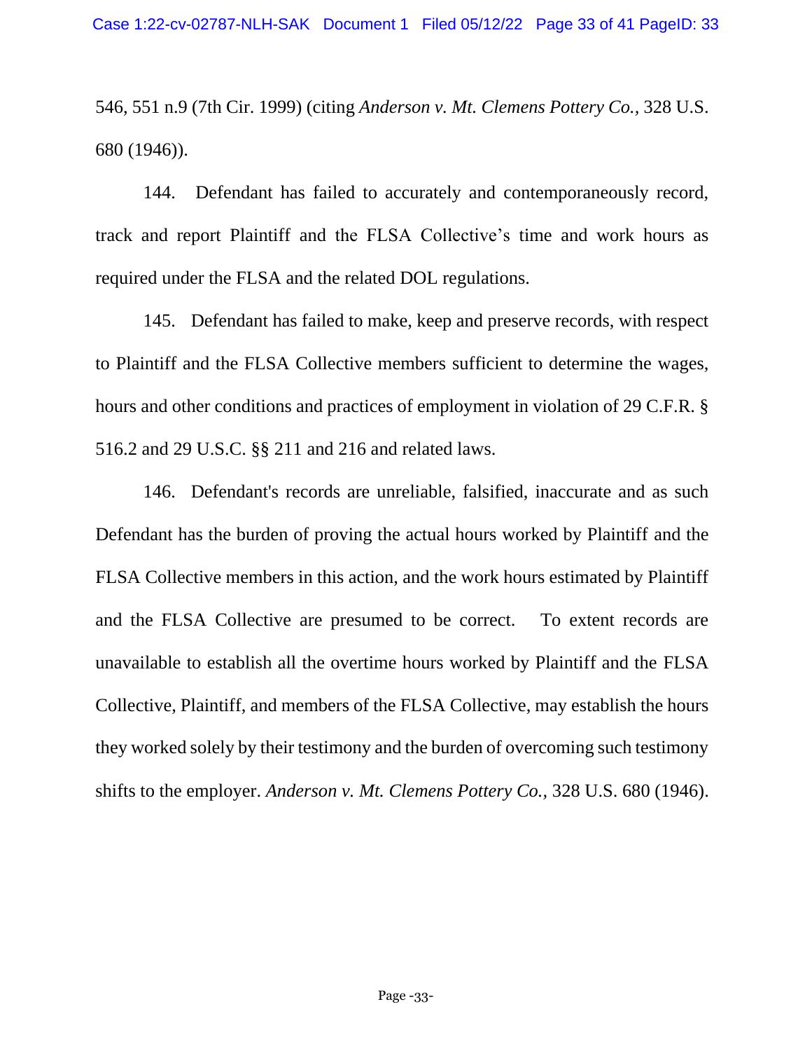546, 551 n.9 (7th Cir. 1999) (citing *Anderson v. Mt. Clemens Pottery Co.*, 328 U.S. 680 (1946)).

144. Defendant has failed to accurately and contemporaneously record, track and report Plaintiff and the FLSA Collective's time and work hours as required under the FLSA and the related DOL regulations.

145. Defendant has failed to make, keep and preserve records, with respect to Plaintiff and the FLSA Collective members sufficient to determine the wages, hours and other conditions and practices of employment in violation of 29 C.F.R. § 516.2 and 29 U.S.C. §§ 211 and 216 and related laws.

146. Defendant's records are unreliable, falsified, inaccurate and as such Defendant has the burden of proving the actual hours worked by Plaintiff and the FLSA Collective members in this action, and the work hours estimated by Plaintiff and the FLSA Collective are presumed to be correct. To extent records are unavailable to establish all the overtime hours worked by Plaintiff and the FLSA Collective, Plaintiff, and members of the FLSA Collective, may establish the hours they worked solely by their testimony and the burden of overcoming such testimony shifts to the employer. *Anderson v. Mt. Clemens Pottery Co.,* 328 U.S. 680 (1946).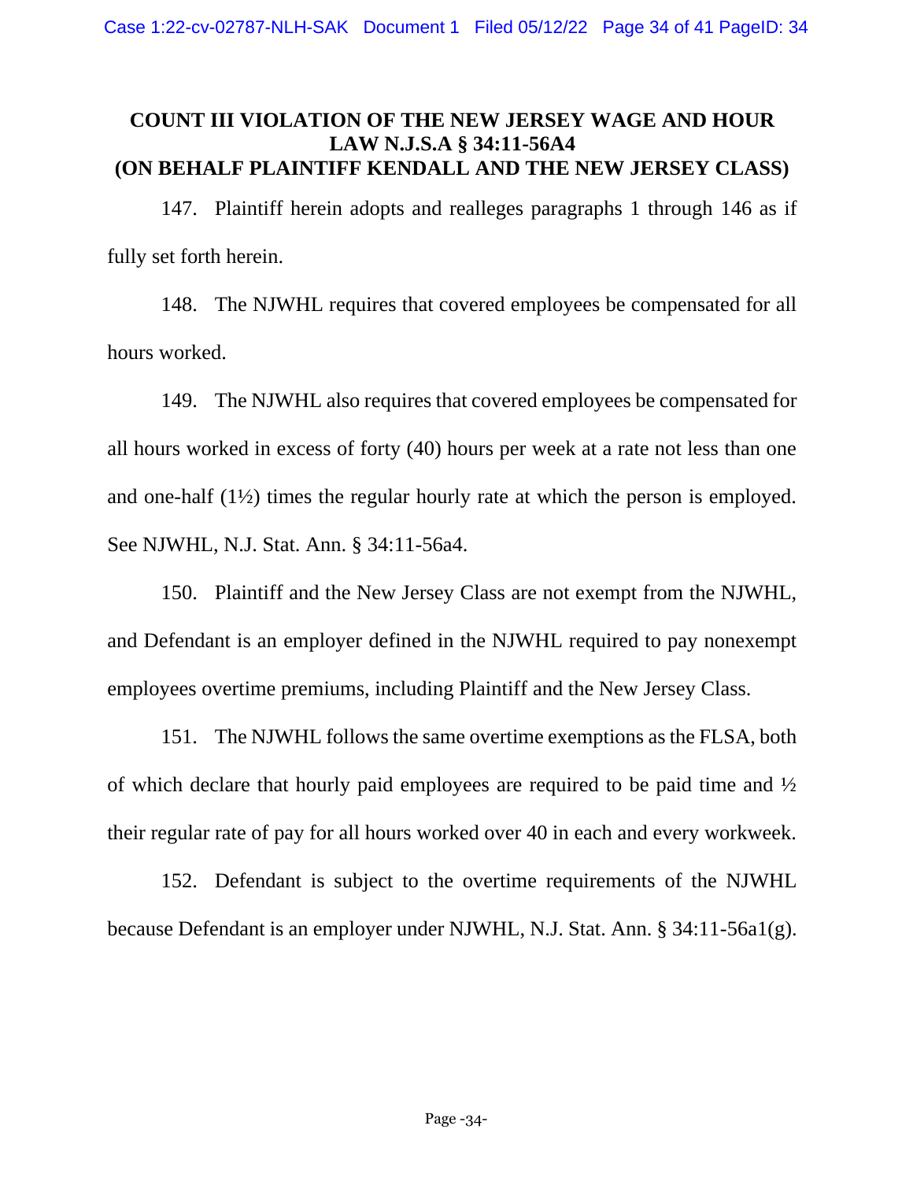## COUNT III VIOLATION OF THE NEW JERSEY WAGE AND HOUR LAW N.J.S.A § 34:11-56A4 (ON BEHALF PLAINTIFF KENDALL AND THE NEW JERSEY CLASS)

147. Plaintiff herein adopts and realleges paragraphs 1 through 146 as if fully set forth herein.

148. The NJWHL requires that covered employees be compensated for all hours worked.

149. The NJWHL also requires that covered employees be compensated for all hours worked in excess of forty (40) hours per week at a rate not less than one and one-half (1½) times the regular hourly rate at which the person is employed. See NJWHL, N.J. Stat. Ann. § 34:11-56a4.

150. Plaintiff and the New Jersey Class are not exempt from the NJWHL, and Defendant is an employer defined in the NJWHL required to pay nonexempt employees overtime premiums, including Plaintiff and the New Jersey Class.

151. The NJWHL follows the same overtime exemptions as the FLSA, both of which declare that hourly paid employees are required to be paid time and ½ their regular rate of pay for all hours worked over 40 in each and every workweek.

152. Defendant is subject to the overtime requirements of the NJWHL because Defendant is an employer under NJWHL, N.J. Stat. Ann. § 34:11-56a1(g).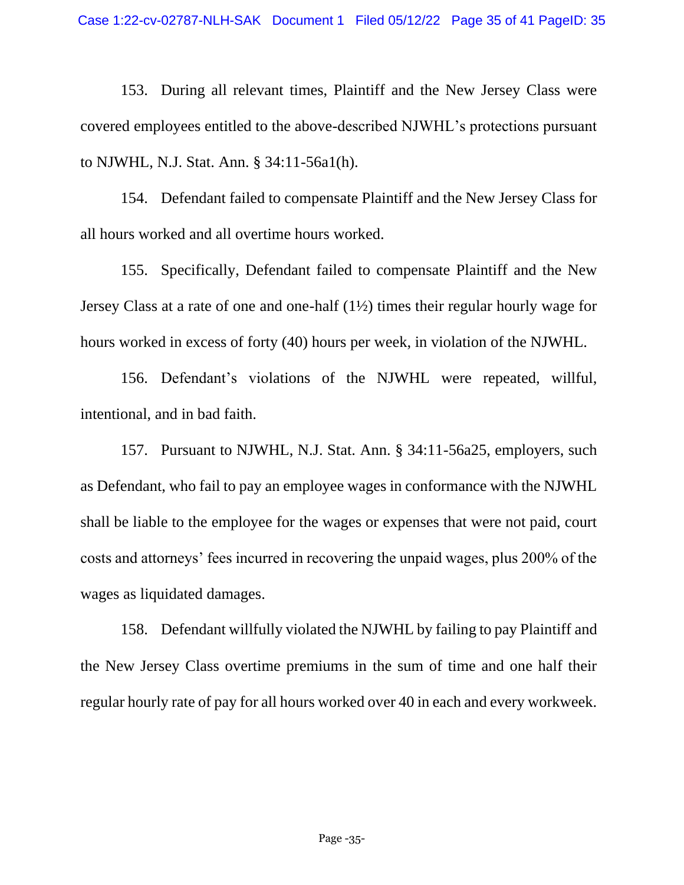153. During all relevant times, Plaintiff and the New Jersey Class were covered employees entitled to the above-described NJWHL's protections pursuant to NJWHL, N.J. Stat. Ann. § 34:11-56a1(h).

154. Defendant failed to compensate Plaintiff and the New Jersey Class for all hours worked and all overtime hours worked.

155. Specifically, Defendant failed to compensate Plaintiff and the New Jersey Class at a rate of one and one-half (1½) times their regular hourly wage for hours worked in excess of forty (40) hours per week, in violation of the NJWHL.

156. Defendant's violations of the NJWHL were repeated, willful, intentional, and in bad faith.

157. Pursuant to NJWHL, N.J. Stat. Ann. § 34:11-56a25, employers, such as Defendant, who fail to pay an employee wages in conformance with the NJWHL shall be liable to the employee for the wages or expenses that were not paid, court costs and attorneys' fees incurred in recovering the unpaid wages, plus 200% of the wages as liquidated damages.

158. Defendant willfully violated the NJWHL by failing to pay Plaintiff and the New Jersey Class overtime premiums in the sum of time and one half their regular hourly rate of pay for all hours worked over 40 in each and every workweek.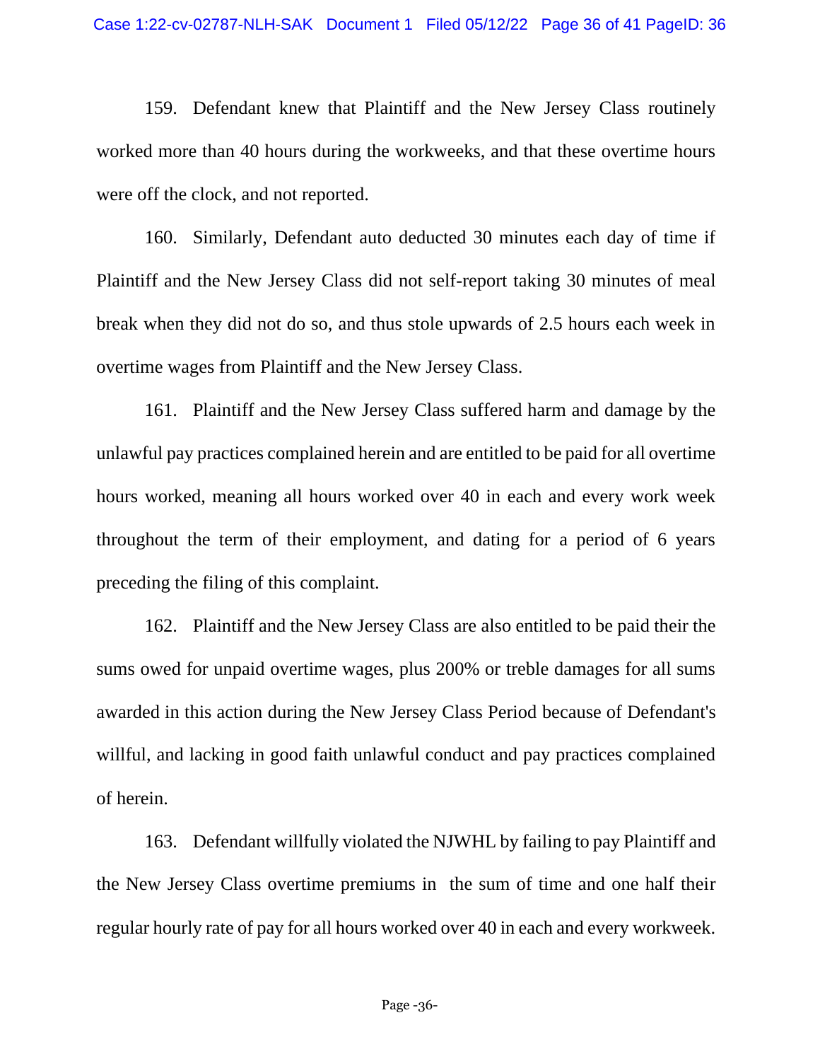159. Defendant knew that Plaintiff and the New Jersey Class routinely worked more than 40 hours during the workweeks, and that these overtime hours were off the clock, and not reported.

160. Similarly, Defendant auto deducted 30 minutes each day of time if Plaintiff and the New Jersey Class did not self-report taking 30 minutes of meal break when they did not do so, and thus stole upwards of 2.5 hours each week in overtime wages from Plaintiff and the New Jersey Class.

161. Plaintiff and the New Jersey Class suffered harm and damage by the unlawful pay practices complained herein and are entitled to be paid for all overtime hours worked, meaning all hours worked over 40 in each and every work week throughout the term of their employment, and dating for a period of 6 years preceding the filing of this complaint.

162. Plaintiff and the New Jersey Class are also entitled to be paid their the sums owed for unpaid overtime wages, plus 200% or treble damages for all sums awarded in this action during the New Jersey Class Period because of Defendant's willful, and lacking in good faith unlawful conduct and pay practices complained of herein.

163. Defendant willfully violated the NJWHL by failing to pay Plaintiff and the New Jersey Class overtime premiums in the sum of time and one half their regular hourly rate of pay for all hours worked over 40 in each and every workweek.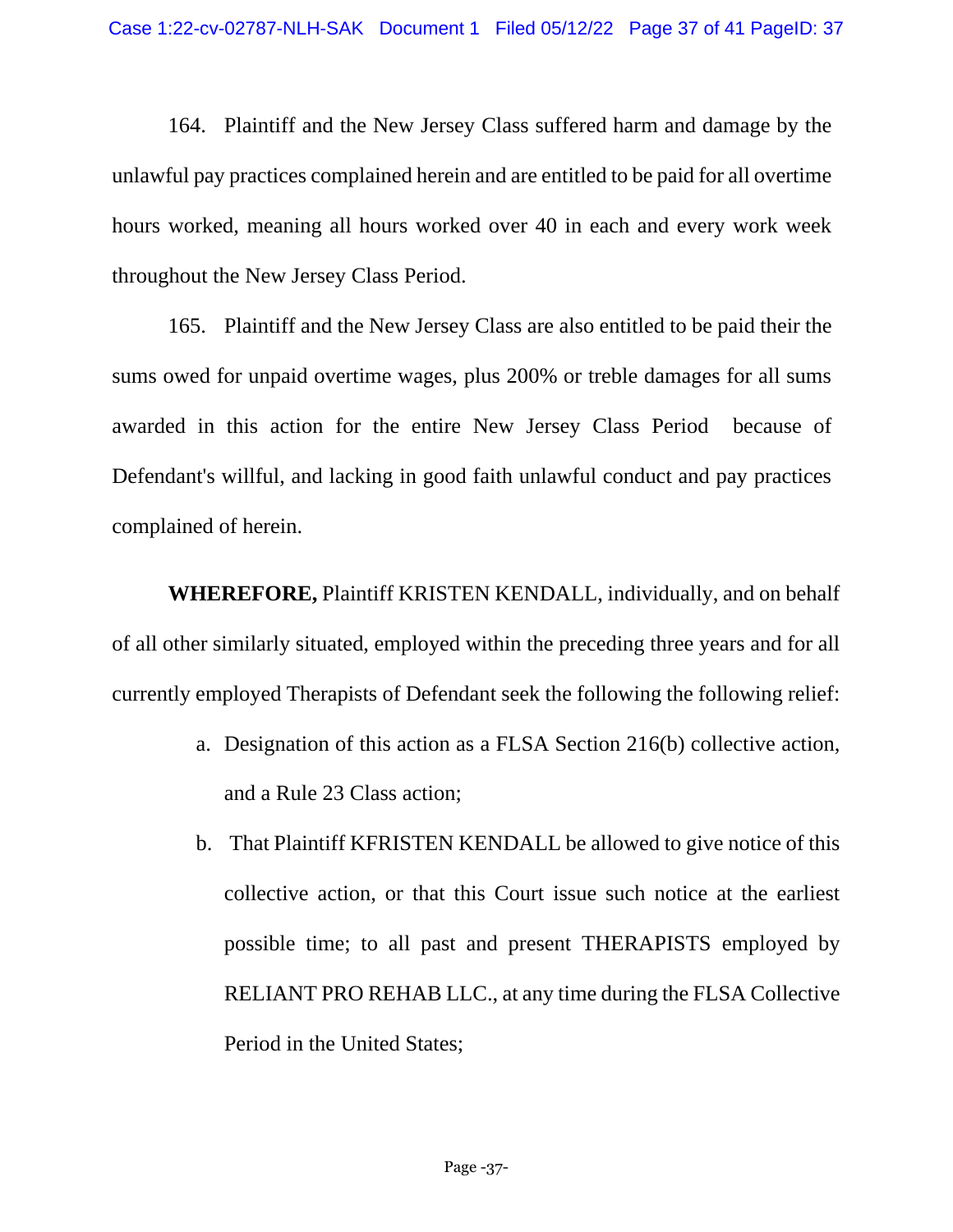164. Plaintiff and the New Jersey Class suffered harm and damage by the unlawful pay practices complained herein and are entitled to be paid for all overtime hours worked, meaning all hours worked over 40 in each and every work week throughout the New Jersey Class Period.

165. Plaintiff and the New Jersey Class are also entitled to be paid their the sums owed for unpaid overtime wages, plus 200% or treble damages for all sums awarded in this action for the entire New Jersey Class Period because of Defendant's willful, and lacking in good faith unlawful conduct and pay practices complained of herein.

**WHEREFORE,** Plaintiff KRISTEN KENDALL, individually, and on behalf of all other similarly situated, employed within the preceding three years and for all currently employed Therapists of Defendant seek the following the following relief:

a. Designation of this action as a FLSA Section 216(b) collective action, and a Rule 23 Class action;

b. That Plaintiff KFRISTEN KENDALL be allowed to give notice of this collective action, or that this Court issue such notice at the earliest possible time; to all past and present THERAPISTS employed by RELIANT PRO REHAB LLC., at any time during the FLSA Collective Period in the United States;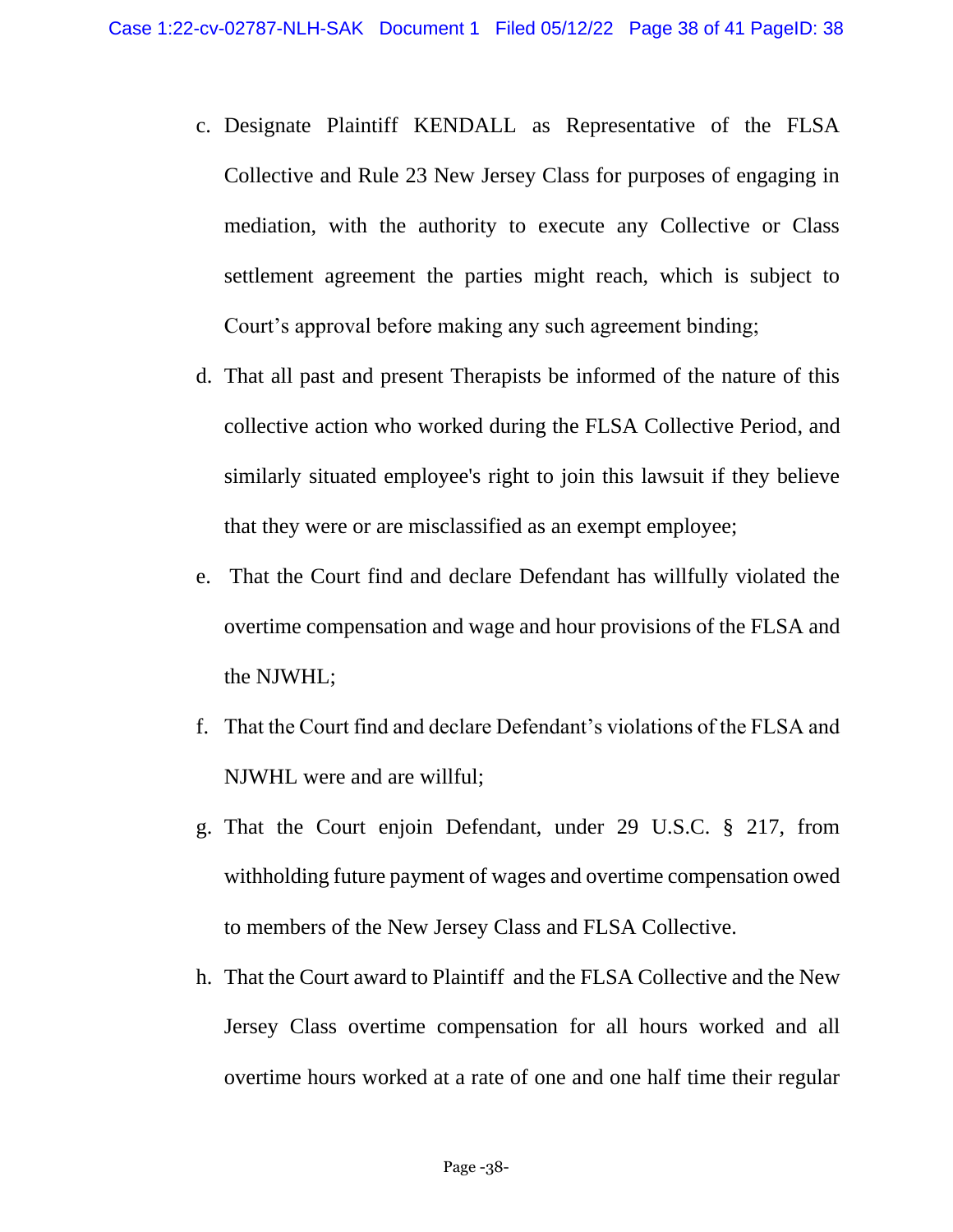c. Designate Plaintiff KENDALL as Representative of the FLSA Collective and Rule 23 New Jersey Class for purposes of engaging in mediation, with the authority to execute any Collective or Class settlement agreement the parties might reach, which is subject to Court's approval before making any such agreement binding;

d. That all past and present Therapists be informed of the nature of this collective action who worked during the FLSA Collective Period, and similarly situated employee's right to join this lawsuit if they believe that they were or are misclassified as an exempt employee;

e. That the Court find and declare Defendant has willfully violated the overtime compensation and wage and hour provisions of the FLSA and the NJWHL;

f. That the Court find and declare Defendant's violations of the FLSA and NJWHL were and are willful;

g. That the Court enjoin Defendant, under 29 U.S.C. § 217, from withholding future payment of wages and overtime compensation owed to members of the New Jersey Class and FLSA Collective.

h. That the Court award to Plaintiff and the FLSA Collective and the New Jersey Class overtime compensation for all hours worked and all overtime hours worked at a rate of one and one half time their regular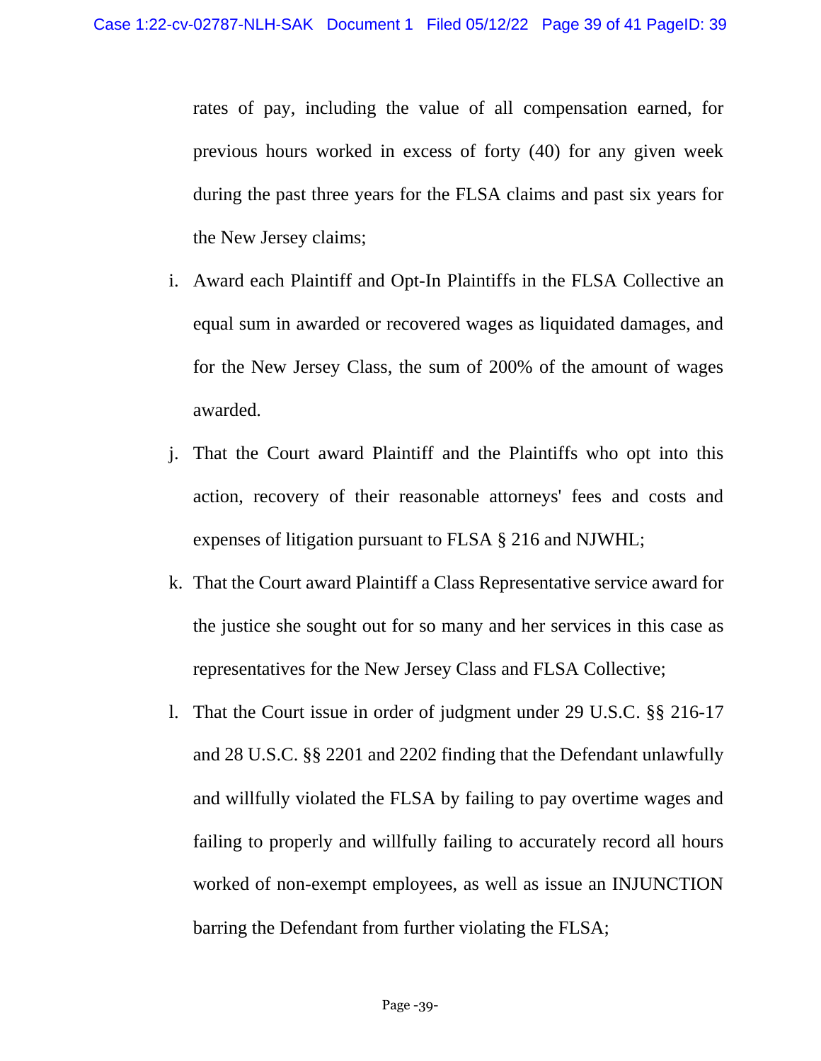rates of pay, including the value of all compensation earned, for previous hours worked in excess of forty (40) for any given week during the past three years for the FLSA claims and past six years for the New Jersey claims;

i. Award each Plaintiff and Opt-In Plaintiffs in the FLSA Collective an equal sum in awarded or recovered wages as liquidated damages, and for the New Jersey Class, the sum of 200% of the amount of wages awarded.

j. That the Court award Plaintiff and the Plaintiffs who opt into this action, recovery of their reasonable attorneys' fees and costs and expenses of litigation pursuant to FLSA § 216 and NJWHL;

k. That the Court award Plaintiff a Class Representative service award for the justice she sought out for so many and her services in this case as representatives for the New Jersey Class and FLSA Collective;

l. That the Court issue in order of judgment under 29 U.S.C. §§ 216-17 and 28 U.S.C. §§ 2201 and 2202 finding that the Defendant unlawfully and willfully violated the FLSA by failing to pay overtime wages and failing to properly and willfully failing to accurately record all hours worked of non-exempt employees, as well as issue an INJUNCTION barring the Defendant from further violating the FLSA;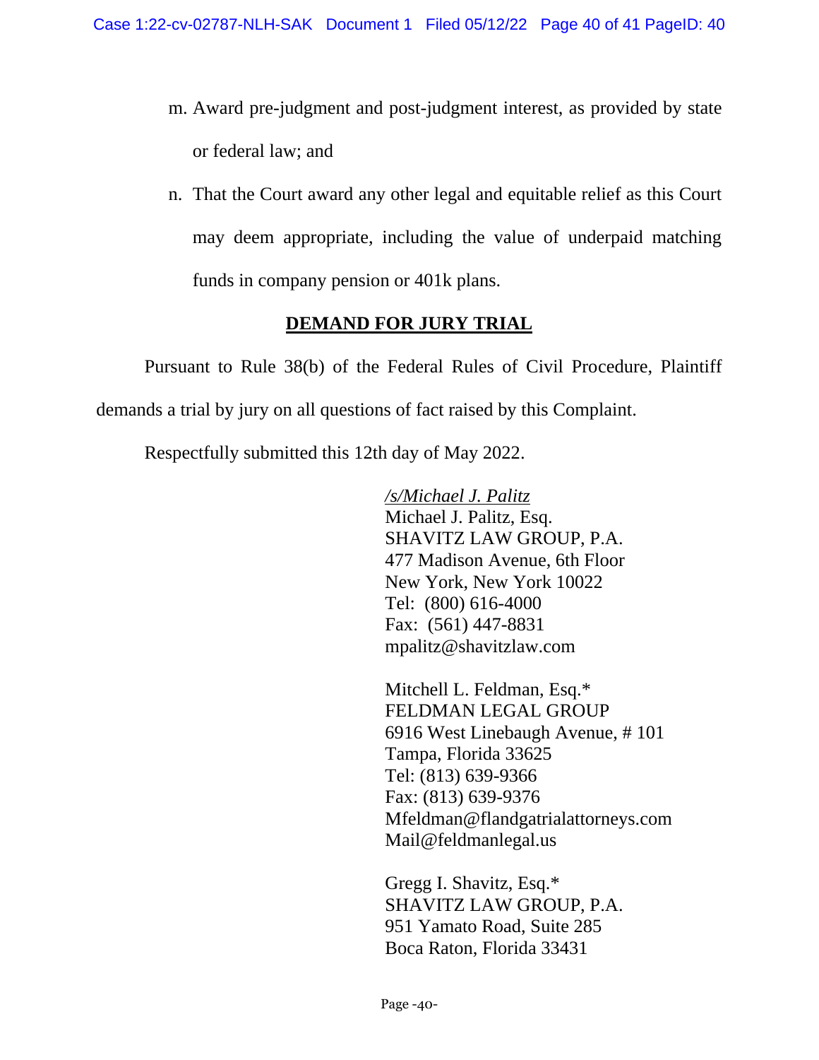m. Award pre-judgment and post-judgment interest, as provided by state or federal law; and

n. That the Court award any other legal and equitable relief as this Court may deem appropriate, including the value of underpaid matching funds in company pension or 401k plans.

## DEMAND FOR JURY TRIAL

Pursuant to Rule 38(b) of the Federal Rules of Civil Procedure, Plaintiff demands a trial by jury on all questions of fact raised by this Complaint.

Respectfully submitted this 12th day of May 2022.

/s/Michael J. Palitz
Michael J. Palitz, Esq.
SHAVITZ LAW GROUP, P.A.
477 Madison Avenue, 6th Floor
New York, New York 10022
Tel: (800) 616-4000
Fax: (561) 447-8831
mpalitz@shavitzlaw.com

Mitchell L. Feldman, Esq.*
FELDMAN LEGAL GROUP
6916 West Linebaugh Avenue, # 101
Tampa, Florida 33625
Tel: (813) 639-9366
Fax: (813) 639-9376
Mfeldman@flandgatrialattorneys.com
Mail@feldmanlegal.us

Gregg I. Shavitz, Esq.*
SHAVITZ LAW GROUP, P.A.
951 Yamato Road, Suite 285
Boca Raton, Florida 33431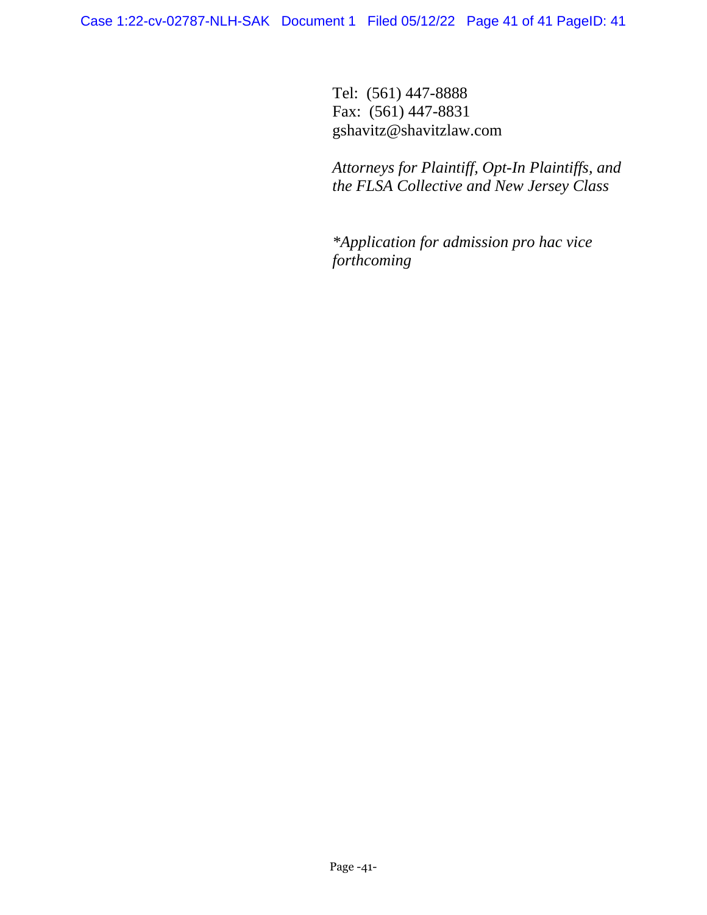Tel: (561) 447-8888
Fax: (561) 447-8831
gshavitz@shavitzlaw.com

*Attorneys for Plaintiff, Opt-In Plaintiffs, and the FLSA Collective and New Jersey Class*

**Application for admission pro hac vice forthcoming*